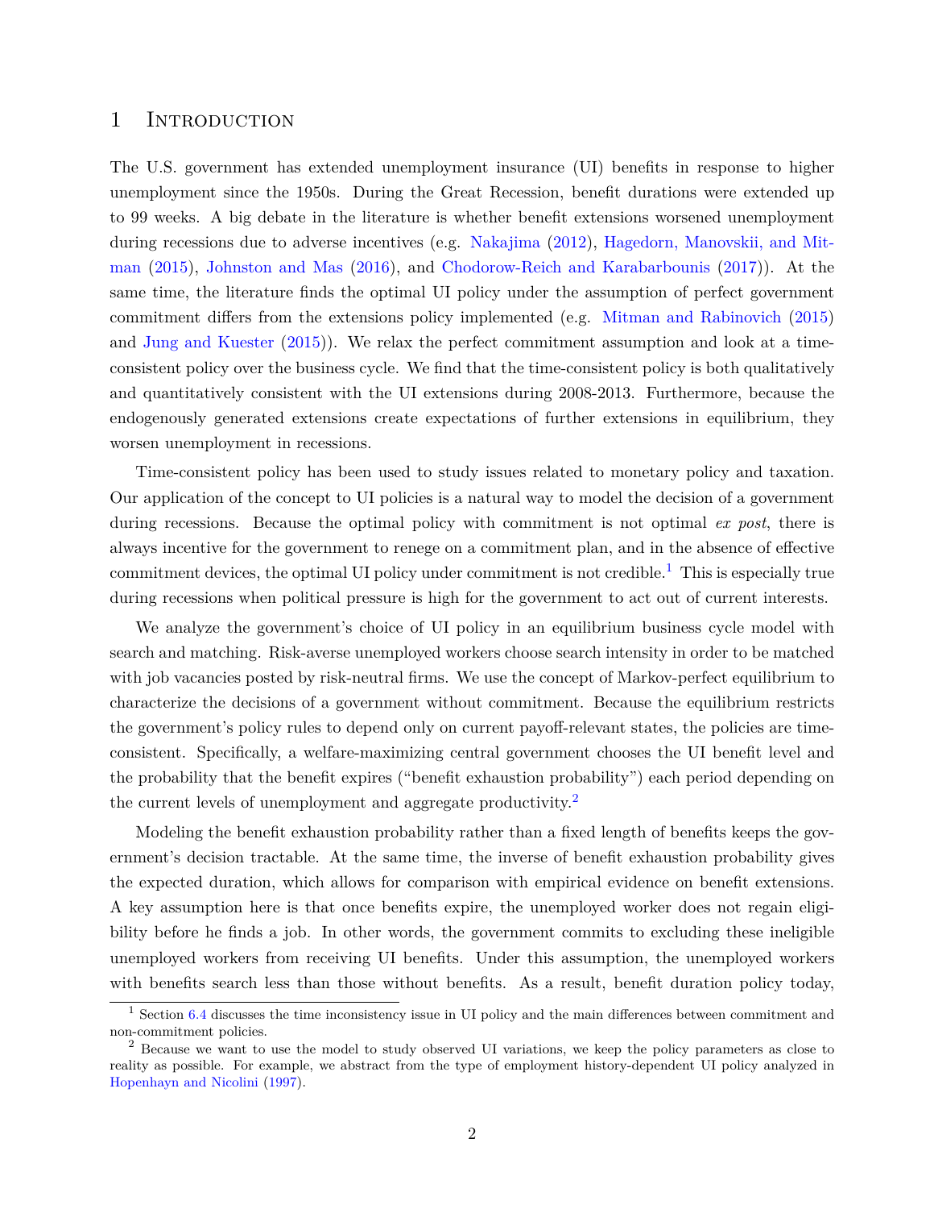# 1 Introduction

The U.S. government has extended unemployment insurance (UI) benefits in response to higher unemployment since the 1950s. During the Great Recession, benefit durations were extended up to 99 weeks. A big debate in the literature is whether benefit extensions worsened unemployment during recessions due to adverse incentives (e.g. Nakajima (2012), Hagedorn, Manovskii, and Mitman (2015), Johnston and Mas (2016), and Chodorow-Reich and Karabarbounis (2017)). At the same time, the literature finds the optimal UI policy under the assumption of perfect government commitment differs from the extensions policy implemented (e.g. Mitman and Rabinovich (2015) and Jung and Kuester (2015)). We relax the perfect commitment assumption and look at a time-consistent policy over the business cycle. We find that the time-consistent policy is both qualitatively and quantitatively consistent with the UI extensions during 2008-2013. Furthermore, because the endogenously generated extensions create expectations of further extensions in equilibrium, they worsen unemployment in recessions.

Time-consistent policy has been used to study issues related to monetary policy and taxation. Our application of the concept to UI policies is a natural way to model the decision of a government during recessions. Because the optimal policy with commitment is not optimal *ex post*, there is always incentive for the government to renege on a commitment plan, and in the absence of effective commitment devices, the optimal UI policy under commitment is not credible.[1] This is especially true during recessions when political pressure is high for the government to act out of current interests.

We analyze the government's choice of UI policy in an equilibrium business cycle model with search and matching. Risk-averse unemployed workers choose search intensity in order to be matched with job vacancies posted by risk-neutral firms. We use the concept of Markov-perfect equilibrium to characterize the decisions of a government without commitment. Because the equilibrium restricts the government's policy rules to depend only on current payoff-relevant states, the policies are time-consistent. Specifically, a welfare-maximizing central government chooses the UI benefit level and the probability that the benefit expires ("benefit exhaustion probability") each period depending on the current levels of unemployment and aggregate productivity.[2]

Modeling the benefit exhaustion probability rather than a fixed length of benefits keeps the government's decision tractable. At the same time, the inverse of benefit exhaustion probability gives the expected duration, which allows for comparison with empirical evidence on benefit extensions. A key assumption here is that once benefits expire, the unemployed worker does not regain eligibility before he finds a job. In other words, the government commits to excluding these ineligible unemployed workers from receiving UI benefits. Under this assumption, the unemployed workers with benefits search less than those without benefits. As a result, benefit duration policy today,

[1] Section 6.4 discusses the time inconsistency issue in UI policy and the main differences between commitment and non-commitment policies.

[2] Because we want to use the model to study observed UI variations, we keep the policy parameters as close to reality as possible. For example, we abstract from the type of employment history-dependent UI policy analyzed in Hopenhayn and Nicolini (1997).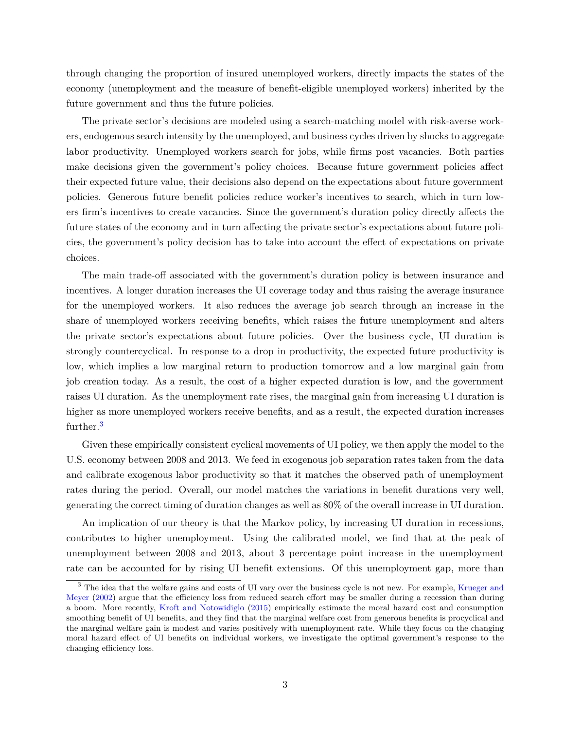through changing the proportion of insured unemployed workers, directly impacts the states of the economy (unemployment and the measure of benefit-eligible unemployed workers) inherited by the future government and thus the future policies.

The private sector's decisions are modeled using a search-matching model with risk-averse workers, endogenous search intensity by the unemployed, and business cycles driven by shocks to aggregate labor productivity. Unemployed workers search for jobs, while firms post vacancies. Both parties make decisions given the government's policy choices. Because future government policies affect their expected future value, their decisions also depend on the expectations about future government policies. Generous future benefit policies reduce worker's incentives to search, which in turn lowers firm's incentives to create vacancies. Since the government's duration policy directly affects the future states of the economy and in turn affecting the private sector's expectations about future policies, the government's policy decision has to take into account the effect of expectations on private choices.

The main trade-off associated with the government's duration policy is between insurance and incentives. A longer duration increases the UI coverage today and thus raising the average insurance for the unemployed workers. It also reduces the average job search through an increase in the share of unemployed workers receiving benefits, which raises the future unemployment and alters the private sector's expectations about future policies. Over the business cycle, UI duration is strongly countercyclical. In response to a drop in productivity, the expected future productivity is low, which implies a low marginal return to production tomorrow and a low marginal gain from job creation today. As a result, the cost of a higher expected duration is low, and the government raises UI duration. As the unemployment rate rises, the marginal gain from increasing UI duration is higher as more unemployed workers receive benefits, and as a result, the expected duration increases further.[3]

Given these empirically consistent cyclical movements of UI policy, we then apply the model to the U.S. economy between 2008 and 2013. We feed in exogenous job separation rates taken from the data and calibrate exogenous labor productivity so that it matches the observed path of unemployment rates during the period. Overall, our model matches the variations in benefit durations very well, generating the correct timing of duration changes as well as 80% of the overall increase in UI duration.

An implication of our theory is that the Markov policy, by increasing UI duration in recessions, contributes to higher unemployment. Using the calibrated model, we find that at the peak of unemployment between 2008 and 2013, about 3 percentage point increase in the unemployment rate can be accounted for by rising UI benefit extensions. Of this unemployment gap, more than

[3] The idea that the welfare gains and costs of UI vary over the business cycle is not new. For example, Krueger and Meyer (2002) argue that the efficiency loss from reduced search effort may be smaller during a recession than during a boom. More recently, Kroft and Notowidiglo (2015) empirically estimate the moral hazard cost and consumption smoothing benefit of UI benefits, and they find that the marginal welfare cost from generous benefits is procyclical and the marginal welfare gain is modest and varies positively with unemployment rate. While they focus on the changing moral hazard effect of UI benefits on individual workers, we investigate the optimal government's response to the changing efficiency loss.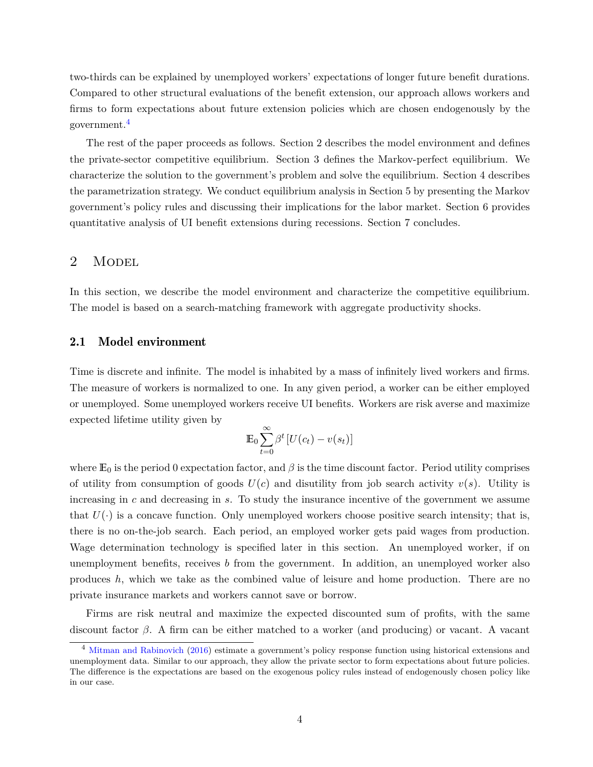two-thirds can be explained by unemployed workers' expectations of longer future benefit durations. Compared to other structural evaluations of the benefit extension, our approach allows workers and firms to form expectations about future extension policies which are chosen endogenously by the government.[4]

The rest of the paper proceeds as follows. Section 2 describes the model environment and defines the private-sector competitive equilibrium. Section 3 defines the Markov-perfect equilibrium. We characterize the solution to the government's problem and solve the equilibrium. Section 4 describes the parametrization strategy. We conduct equilibrium analysis in Section 5 by presenting the Markov government's policy rules and discussing their implications for the labor market. Section 6 provides quantitative analysis of UI benefit extensions during recessions. Section 7 concludes.

## 2 Model

In this section, we describe the model environment and characterize the competitive equilibrium. The model is based on a search-matching framework with aggregate productivity shocks.

### 2.1 Model environment

Time is discrete and infinite. The model is inhabited by a mass of infinitely lived workers and firms. The measure of workers is normalized to one. In any given period, a worker can be either employed or unemployed. Some unemployed workers receive UI benefits. Workers are risk averse and maximize expected lifetime utility given by

$$\mathbb{E}_0 \sum_{t=0}^{\infty} \beta^t \left[ U(c_t) - v(s_t) \right]$$

where $\mathbb{E}_0$ is the period 0 expectation factor, and $\beta$ is the time discount factor. Period utility comprises of utility from consumption of goods $U(c)$ and disutility from job search activity $v(s)$. Utility is increasing in $c$ and decreasing in $s$. To study the insurance incentive of the government we assume that $U(\cdot)$ is a concave function. Only unemployed workers choose positive search intensity; that is, there is no on-the-job search. Each period, an employed worker gets paid wages from production. Wage determination technology is specified later in this section. An unemployed worker, if on unemployment benefits, receives $b$ from the government. In addition, an unemployed worker also produces $h$, which we take as the combined value of leisure and home production. There are no private insurance markets and workers cannot save or borrow.

Firms are risk neutral and maximize the expected discounted sum of profits, with the same discount factor $\beta$. A firm can be either matched to a worker (and producing) or vacant. A vacant

[4] Mitman and Rabinovich (2016) estimate a government's policy response function using historical extensions and unemployment data. Similar to our approach, they allow the private sector to form expectations about future policies. The difference is the expectations are based on the exogenous policy rules instead of endogenously chosen policy like in our case.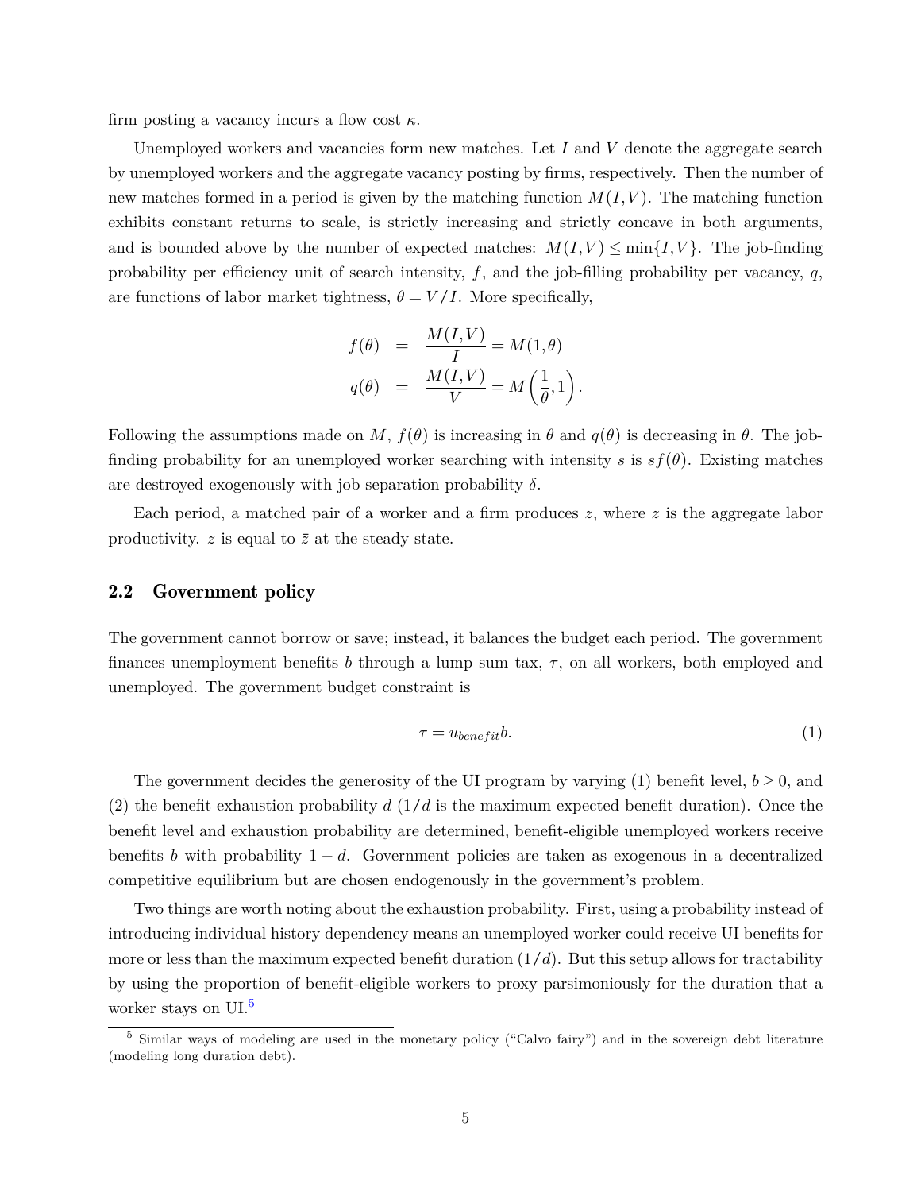firm posting a vacancy incurs a flow cost $\kappa$.

Unemployed workers and vacancies form new matches. Let $I$ and $V$ denote the aggregate search by unemployed workers and the aggregate vacancy posting by firms, respectively. Then the number of new matches formed in a period is given by the matching function $M(I,V)$. The matching function exhibits constant returns to scale, is strictly increasing and strictly concave in both arguments, and is bounded above by the number of expected matches: $M(I,V) \leq \min\{I,V\}$. The job-finding probability per efficiency unit of search intensity, $f$, and the job-filling probability per vacancy, $q$, are functions of labor market tightness, $\theta = V/I$. More specifically,

$$
\begin{aligned}
f(\theta) &= \frac{M(I,V)}{I} = M(1,\theta) \\
q(\theta) &= \frac{M(I,V)}{V} = M\left(\frac{1}{\theta},1\right).
\end{aligned}
$$

Following the assumptions made on $M$, $f(\theta)$ is increasing in $\theta$ and $q(\theta)$ is decreasing in $\theta$. The job-finding probability for an unemployed worker searching with intensity $s$ is $sf(\theta)$. Existing matches are destroyed exogenously with job separation probability $\delta$.

Each period, a matched pair of a worker and a firm produces $z$, where $z$ is the aggregate labor productivity. $z$ is equal to $\bar{z}$ at the steady state.

## 2.2 Government policy

The government cannot borrow or save; instead, it balances the budget each period. The government finances unemployment benefits $b$ through a lump sum tax, $\tau$, on all workers, both employed and unemployed. The government budget constraint is

$$
\tau = u_{benefit} b. \tag{1}
$$

The government decides the generosity of the UI program by varying (1) benefit level, $b \geq 0$, and (2) the benefit exhaustion probability $d$ ($1/d$ is the maximum expected benefit duration). Once the benefit level and exhaustion probability are determined, benefit-eligible unemployed workers receive benefits $b$ with probability $1-d$. Government policies are taken as exogenous in a decentralized competitive equilibrium but are chosen endogenously in the government's problem.

Two things are worth noting about the exhaustion probability. First, using a probability instead of introducing individual history dependency means an unemployed worker could receive UI benefits for more or less than the maximum expected benefit duration ($1/d$). But this setup allows for tractability by using the proportion of benefit-eligible workers to proxy parsimoniously for the duration that a worker stays on UI.[5]

[5] Similar ways of modeling are used in the monetary policy ("Calvo fairy") and in the sovereign debt literature (modeling long duration debt).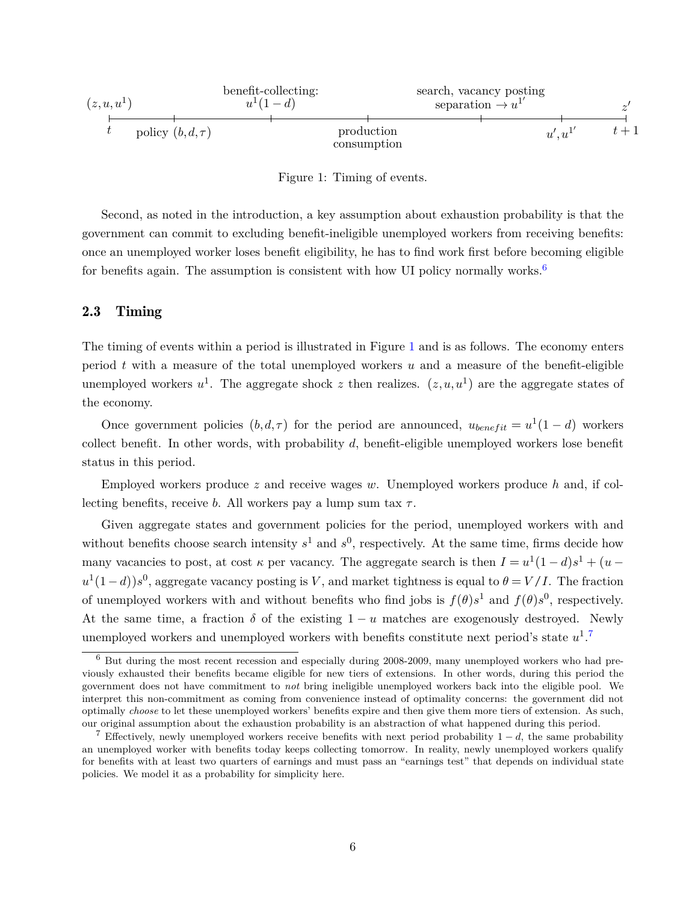Figure 1: Timing of events.

Second, as noted in the introduction, a key assumption about exhaustion probability is that the government can commit to excluding benefit-ineligible unemployed workers from receiving benefits: once an unemployed worker loses benefit eligibility, he has to find work first before becoming eligible for benefits again. The assumption is consistent with how UI policy normally works.[6]

### 2.3 Timing

The timing of events within a period is illustrated in Figure 1 and is as follows. The economy enters period $t$ with a measure of the total unemployed workers $u$ and a measure of the benefit-eligible unemployed workers $u^1$. The aggregate shock $z$ then realizes. $(z, u, u^1)$ are the aggregate states of the economy.

Once government policies $(b, d, \tau)$ for the period are announced, $u_{benefit} = u^1(1-d)$ workers collect benefit. In other words, with probability $d$, benefit-eligible unemployed workers lose benefit status in this period.

Employed workers produce $z$ and receive wages $w$. Unemployed workers produce $h$ and, if collecting benefits, receive $b$. All workers pay a lump sum tax $\tau$.

Given aggregate states and government policies for the period, unemployed workers with and without benefits choose search intensity $s^1$ and $s^0$, respectively. At the same time, firms decide how many vacancies to post, at cost $\kappa$ per vacancy. The aggregate search is then $I = u^1(1-d)s^1 + (u - u^1(1-d))s^0$, aggregate vacancy posting is $V$, and market tightness is equal to $\theta = V/I$. The fraction of unemployed workers with and without benefits who find jobs is $f(\theta)s^1$ and $f(\theta)s^0$, respectively. At the same time, a fraction $\delta$ of the existing $1-u$ matches are exogenously destroyed. Newly unemployed workers and unemployed workers with benefits constitute next period's state $u^1$.[7]

[6] But during the most recent recession and especially during 2008-2009, many unemployed workers who had previously exhausted their benefits became eligible for new tiers of extensions. In other words, during this period the government does not have commitment to *not* bring ineligible unemployed workers back into the eligible pool. We interpret this non-commitment as coming from convenience instead of optimality concerns: the government did not optimally *choose* to let these unemployed workers' benefits expire and then give them more tiers of extension. As such, our original assumption about the exhaustion probability is an abstraction of what happened during this period.

[7] Effectively, newly unemployed workers receive benefits with next period probability $1-d$, the same probability an unemployed worker with benefits today keeps collecting tomorrow. In reality, newly unemployed workers qualify for benefits with at least two quarters of earnings and must pass an "earnings test" that depends on individual state policies. We model it as a probability for simplicity here.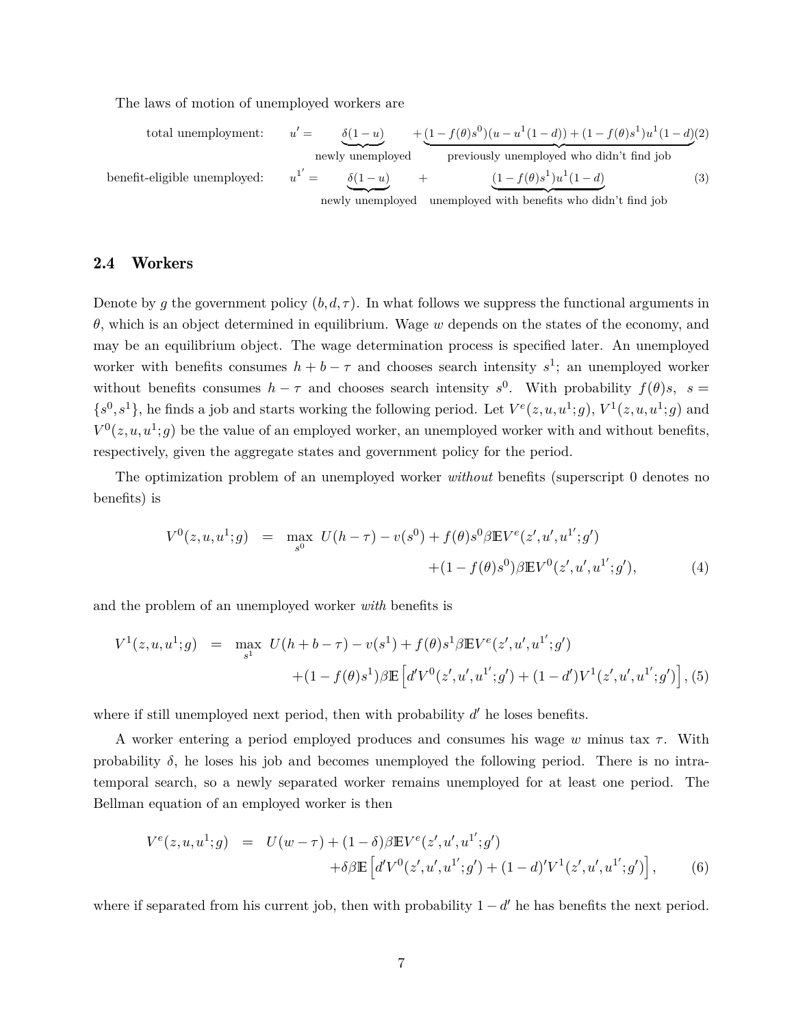The laws of motion of unemployed workers are

$$\text{total unemployment:} \quad u' = \underbrace{\delta(1-u)}_{\text{newly unemployed}} + \underbrace{(1-f(\theta)s^0)(u-u^1(1-d)) + (1-f(\theta)s^1)u^1(1-d)}_{\text{previously unemployed who didn't find job}} \tag{2}$$

$$\text{benefit-eligible unemployed:} \quad u^{1'} = \underbrace{\delta(1-u)}_{\text{newly unemployed}} + \underbrace{(1-f(\theta)s^1)u^1(1-d)}_{\text{unemployed with benefits who didn't find job}} \tag{3}$$

## 2.4 Workers

Denote by $g$ the government policy $(b, d, \tau)$. In what follows we suppress the functional arguments in $\theta$, which is an object determined in equilibrium. Wage $w$ depends on the states of the economy, and may be an equilibrium object. The wage determination process is specified later. An unemployed worker with benefits consumes $h + b - \tau$ and chooses search intensity $s^1$; an unemployed worker without benefits consumes $h - \tau$ and chooses search intensity $s^0$. With probability $f(\theta)s$, $s = \{s^0, s^1\}$, he finds a job and starts working the following period. Let $V^e(z, u, u^1; g)$, $V^1(z, u, u^1; g)$ and $V^0(z, u, u^1; g)$ be the value of an employed worker, an unemployed worker with and without benefits, respectively, given the aggregate states and government policy for the period.

The optimization problem of an unemployed worker *without* benefits (superscript 0 denotes no benefits) is

$$\begin{aligned} V^0(z, u, u^1; g) \;\; = \;\; \max_{s^0} \;\; & U(h-\tau) - v(s^0) + f(\theta)s^0\beta\mathbb{E}V^e(z', u', u^{1'}; g') \\ & + (1-f(\theta)s^0)\beta\mathbb{E}V^0(z', u', u^{1'}; g'), \end{aligned} \tag{4}$$

and the problem of an unemployed worker *with* benefits is

$$\begin{aligned} V^1(z, u, u^1; g) \;\; = \;\; \max_{s^1} \;\; & U(h+b-\tau) - v(s^1) + f(\theta)s^1\beta\mathbb{E}V^e(z', u', u^{1'}; g') \\ & + (1-f(\theta)s^1)\beta\mathbb{E}\left[d'V^0(z', u', u^{1'}; g') + (1-d')V^1(z', u', u^{1'}; g')\right], \end{aligned} \tag{5}$$

where if still unemployed next period, then with probability $d'$ he loses benefits.

A worker entering a period employed produces and consumes his wage $w$ minus tax $\tau$. With probability $\delta$, he loses his job and becomes unemployed the following period. There is no intra-temporal search, so a newly separated worker remains unemployed for at least one period. The Bellman equation of an employed worker is then

$$\begin{aligned} V^e(z, u, u^1; g) \;\; = \;\; & U(w-\tau) + (1-\delta)\beta\mathbb{E}V^e(z', u', u^{1'}; g') \\ & + \delta\beta\mathbb{E}\left[d'V^0(z', u', u^{1'}; g') + (1-d)'V^1(z', u', u^{1'}; g')\right], \end{aligned} \tag{6}$$

where if separated from his current job, then with probability $1 - d'$ he has benefits the next period.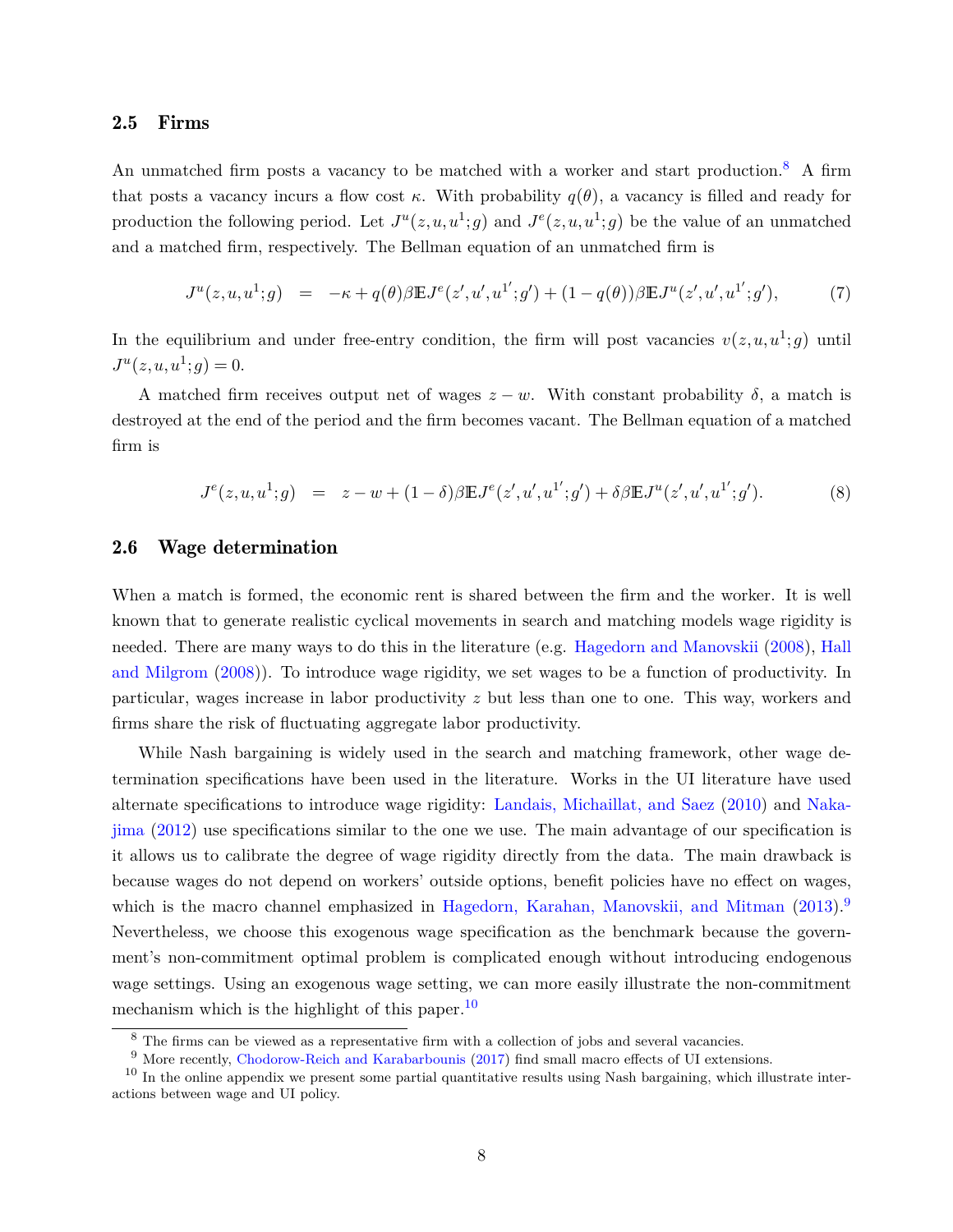## 2.5 Firms

An unmatched firm posts a vacancy to be matched with a worker and start production.[8] A firm that posts a vacancy incurs a flow cost $\kappa$. With probability $q(\theta)$, a vacancy is filled and ready for production the following period. Let $J^u(z, u, u^1; g)$ and $J^e(z, u, u^1; g)$ be the value of an unmatched and a matched firm, respectively. The Bellman equation of an unmatched firm is

$$J^u(z, u, u^1; g) \quad = \quad -\kappa + q(\theta)\beta \mathbb{E} J^e(z', u', u^{1'}; g') + (1 - q(\theta))\beta \mathbb{E} J^u(z', u', u^{1'}; g'), \tag{7}$$

In the equilibrium and under free-entry condition, the firm will post vacancies $v(z, u, u^1; g)$ until $J^u(z, u, u^1; g) = 0$.

A matched firm receives output net of wages $z - w$. With constant probability $\delta$, a match is destroyed at the end of the period and the firm becomes vacant. The Bellman equation of a matched firm is

$$J^e(z, u, u^1; g) \quad = \quad z - w + (1 - \delta)\beta \mathbb{E} J^e(z', u', u^{1'}; g') + \delta \beta \mathbb{E} J^u(z', u', u^{1'}; g'). \tag{8}$$

## 2.6 Wage determination

When a match is formed, the economic rent is shared between the firm and the worker. It is well known that to generate realistic cyclical movements in search and matching models wage rigidity is needed. There are many ways to do this in the literature (e.g. Hagedorn and Manovskii (2008), Hall and Milgrom (2008)). To introduce wage rigidity, we set wages to be a function of productivity. In particular, wages increase in labor productivity $z$ but less than one to one. This way, workers and firms share the risk of fluctuating aggregate labor productivity.

While Nash bargaining is widely used in the search and matching framework, other wage determination specifications have been used in the literature. Works in the UI literature have used alternate specifications to introduce wage rigidity: Landais, Michaillat, and Saez (2010) and Nakajima (2012) use specifications similar to the one we use. The main advantage of our specification is it allows us to calibrate the degree of wage rigidity directly from the data. The main drawback is because wages do not depend on workers' outside options, benefit policies have no effect on wages, which is the macro channel emphasized in Hagedorn, Karahan, Manovskii, and Mitman (2013).[9] Nevertheless, we choose this exogenous wage specification as the benchmark because the government's non-commitment optimal problem is complicated enough without introducing endogenous wage settings. Using an exogenous wage setting, we can more easily illustrate the non-commitment mechanism which is the highlight of this paper.[10]

---

[8] The firms can be viewed as a representative firm with a collection of jobs and several vacancies.

[9] More recently, Chodorow-Reich and Karabarbounis (2017) find small macro effects of UI extensions.

[10] In the online appendix we present some partial quantitative results using Nash bargaining, which illustrate interactions between wage and UI policy.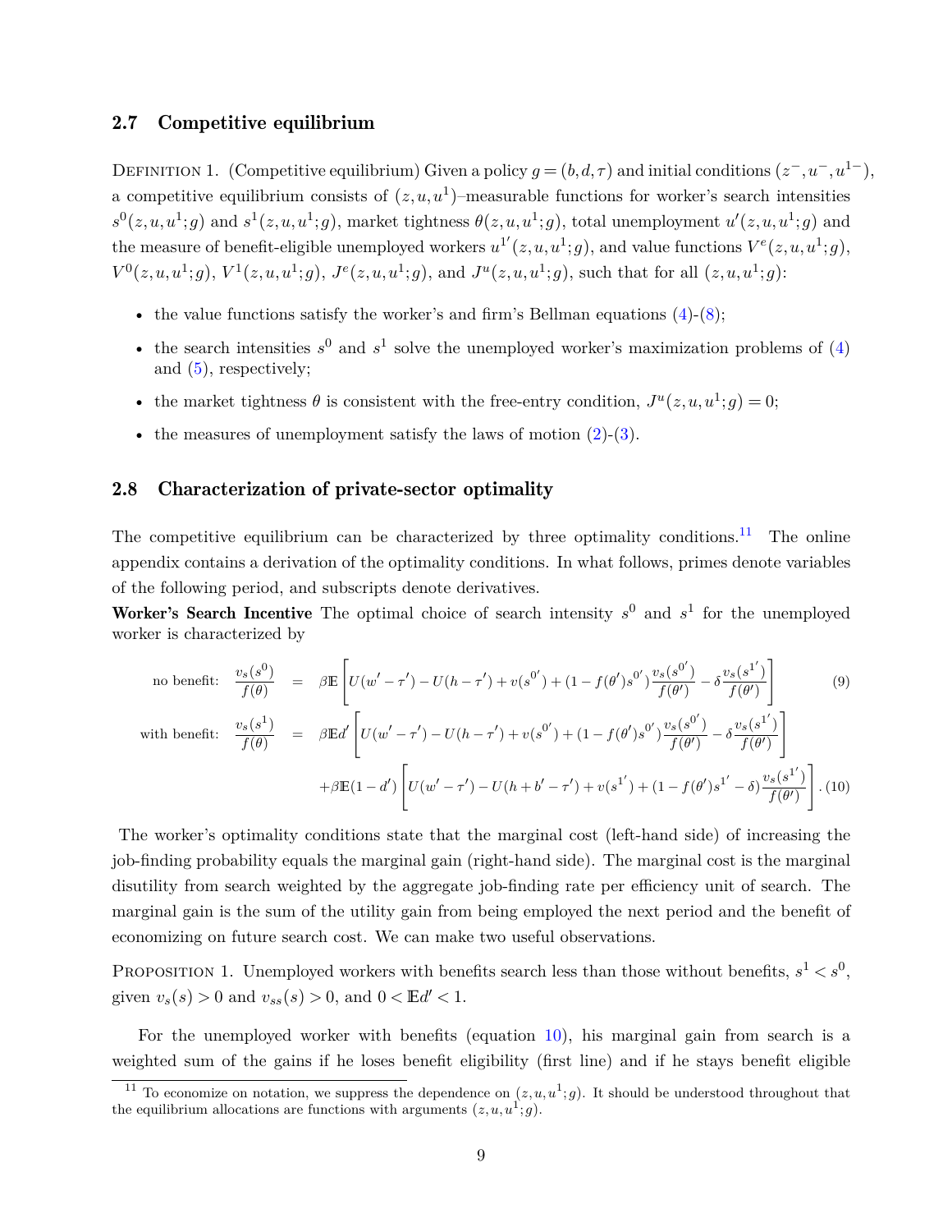### 2.7 Competitive equilibrium

Definition 1. (Competitive equilibrium) Given a policy $g = (b, d, \tau)$ and initial conditions $(z^-, u^-, u^{1-})$, a competitive equilibrium consists of $(z, u, u^1)$–measurable functions for worker's search intensities $s^0(z, u, u^1; g)$ and $s^1(z, u, u^1; g)$, market tightness $\theta(z, u, u^1; g)$, total unemployment $u'(z, u, u^1; g)$ and the measure of benefit-eligible unemployed workers $u^{1'}(z, u, u^1; g)$, and value functions $V^e(z, u, u^1; g)$, $V^0(z, u, u^1; g)$, $V^1(z, u, u^1; g)$, $J^e(z, u, u^1; g)$, and $J^u(z, u, u^1; g)$, such that for all $(z, u, u^1; g)$:

- the value functions satisfy the worker's and firm's Bellman equations (4)-(8);
- the search intensities $s^0$ and $s^1$ solve the unemployed worker's maximization problems of (4) and (5), respectively;
- the market tightness $\theta$ is consistent with the free-entry condition, $J^u(z, u, u^1; g) = 0$;
- the measures of unemployment satisfy the laws of motion (2)-(3).

### 2.8 Characterization of private-sector optimality

The competitive equilibrium can be characterized by three optimality conditions.[11] The online appendix contains a derivation of the optimality conditions. In what follows, primes denote variables of the following period, and subscripts denote derivatives.

**Worker's Search Incentive** The optimal choice of search intensity $s^0$ and $s^1$ for the unemployed worker is characterized by

$$\text{no benefit:} \quad \frac{v_s(s^0)}{f(\theta)} = \beta \mathbb{E}\left[U(w' - \tau') - U(h - \tau') + v(s^{0'}) + (1 - f(\theta')s^{0'})\frac{v_s(s^{0'})}{f(\theta')} - \delta \frac{v_s(s^{1'})}{f(\theta')}\right] \quad (9)$$

$$\text{with benefit:} \quad \frac{v_s(s^1)}{f(\theta)} = \beta \mathbb{E} d'\left[U(w' - \tau') - U(h - \tau') + v(s^{0'}) + (1 - f(\theta')s^{0'})\frac{v_s(s^{0'})}{f(\theta')} - \delta \frac{v_s(s^{1'})}{f(\theta')}\right]$$
$$+ \beta \mathbb{E}(1 - d')\left[U(w' - \tau') - U(h + b' - \tau') + v(s^{1'}) + (1 - f(\theta')s^{1'} - \delta)\frac{v_s(s^{1'})}{f(\theta')}\right]. \quad (10)$$

The worker's optimality conditions state that the marginal cost (left-hand side) of increasing the job-finding probability equals the marginal gain (right-hand side). The marginal cost is the marginal disutility from search weighted by the aggregate job-finding rate per efficiency unit of search. The marginal gain is the sum of the utility gain from being employed the next period and the benefit of economizing on future search cost. We can make two useful observations.

Proposition 1. Unemployed workers with benefits search less than those without benefits, $s^1 < s^0$, given $v_s(s) > 0$ and $v_{ss}(s) > 0$, and $0 < \mathbb{E}d' < 1$.

For the unemployed worker with benefits (equation 10), his marginal gain from search is a weighted sum of the gains if he loses benefit eligibility (first line) and if he stays benefit eligible

[11] To economize on notation, we suppress the dependence on $(z, u, u^1; g)$. It should be understood throughout that the equilibrium allocations are functions with arguments $(z, u, u^1; g)$.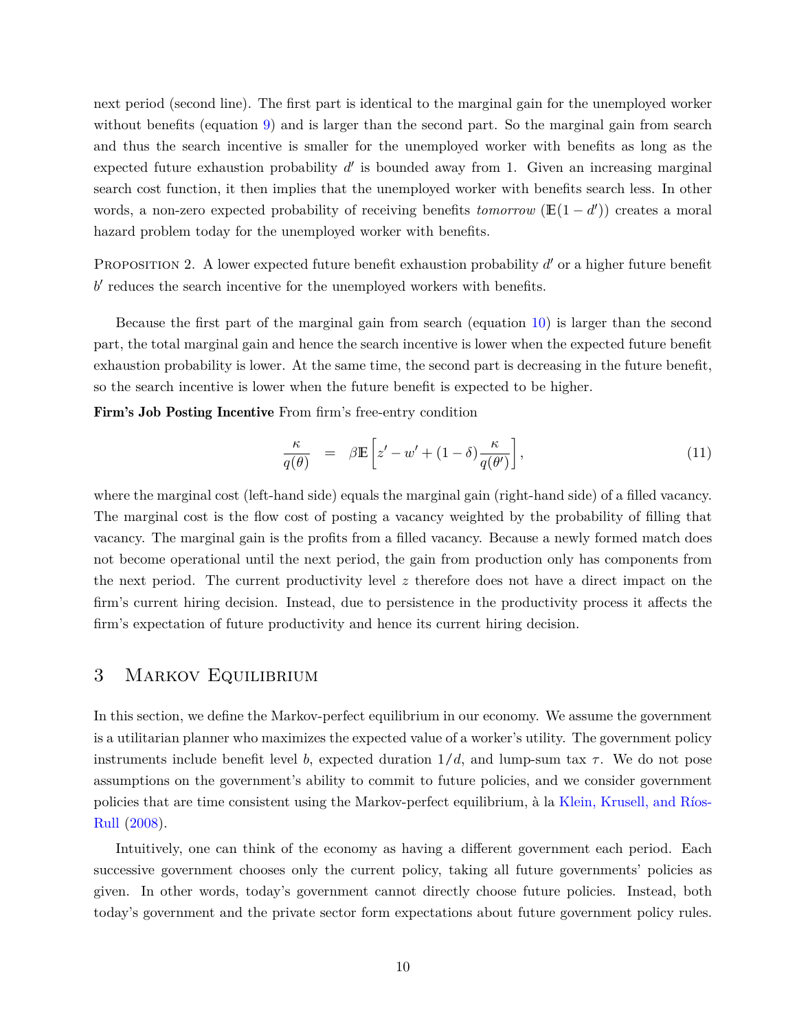next period (second line). The first part is identical to the marginal gain for the unemployed worker without benefits (equation 9) and is larger than the second part. So the marginal gain from search and thus the search incentive is smaller for the unemployed worker with benefits as long as the expected future exhaustion probability $d'$ is bounded away from 1. Given an increasing marginal search cost function, it then implies that the unemployed worker with benefits search less. In other words, a non-zero expected probability of receiving benefits *tomorrow* ($\mathbb{E}(1-d')$) creates a moral hazard problem today for the unemployed worker with benefits.

PROPOSITION 2. A lower expected future benefit exhaustion probability $d'$ or a higher future benefit $b'$ reduces the search incentive for the unemployed workers with benefits.

Because the first part of the marginal gain from search (equation 10) is larger than the second part, the total marginal gain and hence the search incentive is lower when the expected future benefit exhaustion probability is lower. At the same time, the second part is decreasing in the future benefit, so the search incentive is lower when the future benefit is expected to be higher.

**Firm's Job Posting Incentive** From firm's free-entry condition

$$\frac{\kappa}{q(\theta)} \quad = \quad \beta \mathbb{E}\left[z' - w' + (1-\delta)\frac{\kappa}{q(\theta')}\right], \tag{11}$$

where the marginal cost (left-hand side) equals the marginal gain (right-hand side) of a filled vacancy. The marginal cost is the flow cost of posting a vacancy weighted by the probability of filling that vacancy. The marginal gain is the profits from a filled vacancy. Because a newly formed match does not become operational until the next period, the gain from production only has components from the next period. The current productivity level $z$ therefore does not have a direct impact on the firm's current hiring decision. Instead, due to persistence in the productivity process it affects the firm's expectation of future productivity and hence its current hiring decision.

# 3 Markov Equilibrium

In this section, we define the Markov-perfect equilibrium in our economy. We assume the government is a utilitarian planner who maximizes the expected value of a worker's utility. The government policy instruments include benefit level $b$, expected duration $1/d$, and lump-sum tax $\tau$. We do not pose assumptions on the government's ability to commit to future policies, and we consider government policies that are time consistent using the Markov-perfect equilibrium, à la Klein, Krusell, and Ríos-Rull (2008).

Intuitively, one can think of the economy as having a different government each period. Each successive government chooses only the current policy, taking all future governments' policies as given. In other words, today's government cannot directly choose future policies. Instead, both today's government and the private sector form expectations about future government policy rules.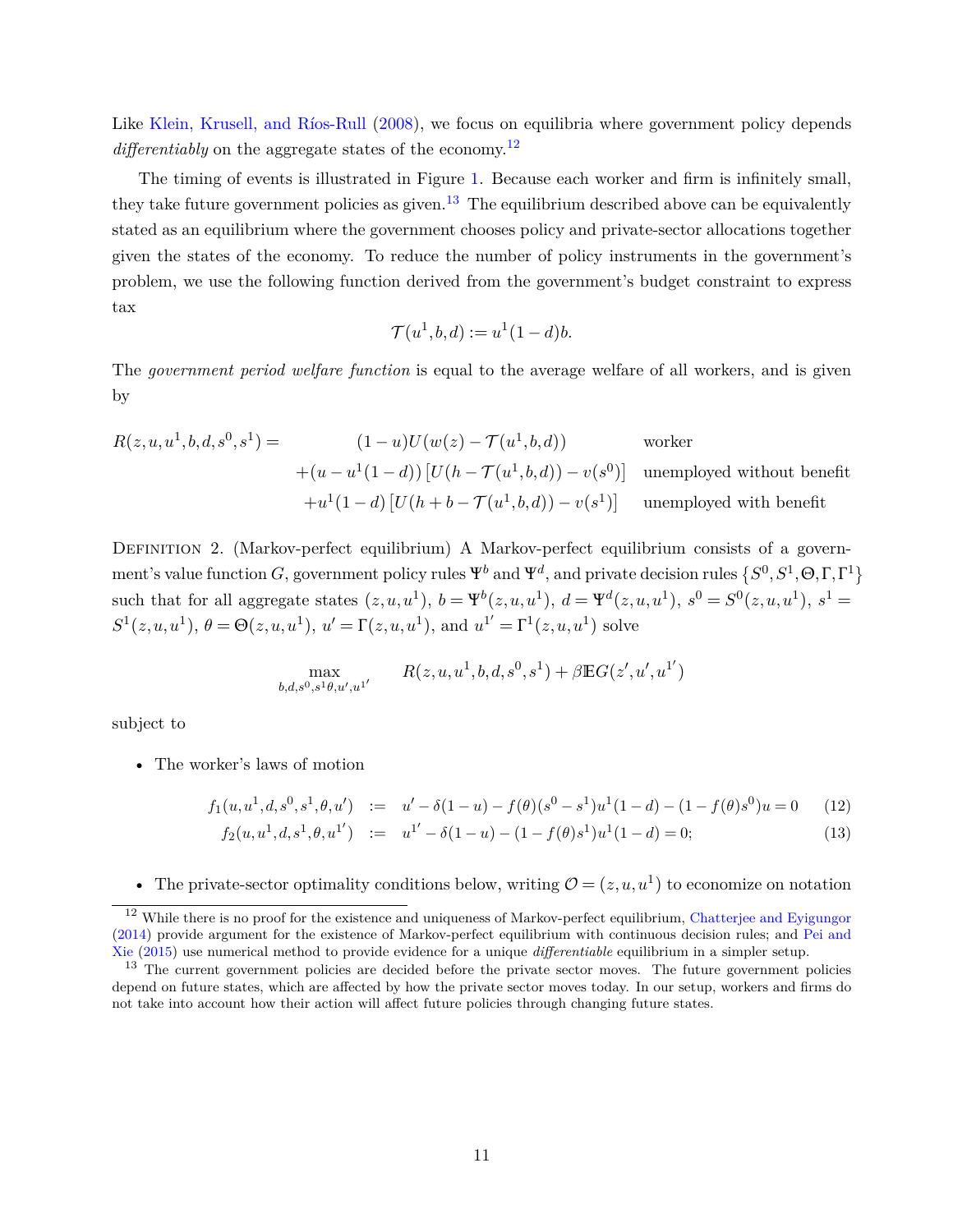Like Klein, Krusell, and Ríos-Rull (2008), we focus on equilibria where government policy depends *differentiably* on the aggregate states of the economy.[12]

The timing of events is illustrated in Figure 1. Because each worker and firm is infinitely small, they take future government policies as given.[13] The equilibrium described above can be equivalently stated as an equilibrium where the government chooses policy and private-sector allocations together given the states of the economy. To reduce the number of policy instruments in the government's problem, we use the following function derived from the government's budget constraint to express tax

$$\mathcal{T}(u^1, b, d) := u^1(1-d)b.$$

The *government period welfare function* is equal to the average welfare of all workers, and is given by

$$
\begin{aligned}
R(z,u,u^1,b,d,s^0,s^1) = \quad & (1-u)U(w(z) - \mathcal{T}(u^1,b,d)) && \text{worker} \\
& + (u - u^1(1-d))\left[U(h - \mathcal{T}(u^1,b,d)) - v(s^0)\right] && \text{unemployed without benefit} \\
& + u^1(1-d)\left[U(h + b - \mathcal{T}(u^1,b,d)) - v(s^1)\right] && \text{unemployed with benefit}
\end{aligned}
$$

Definition 2. (Markov-perfect equilibrium) A Markov-perfect equilibrium consists of a government's value function $G$, government policy rules $\Psi^b$ and $\Psi^d$, and private decision rules $\{S^0, S^1, \Theta, \Gamma, \Gamma^1\}$ such that for all aggregate states $(z, u, u^1)$, $b = \Psi^b(z, u, u^1)$, $d = \Psi^d(z, u, u^1)$, $s^0 = S^0(z, u, u^1)$, $s^1 = S^1(z, u, u^1)$, $\theta = \Theta(z, u, u^1)$, $u' = \Gamma(z, u, u^1)$, and $u^{1'} = \Gamma^1(z, u, u^1)$ solve

$$\max_{b,d,s^0,s^1\theta,u',u^{1'}} \qquad R(z,u,u^1,b,d,s^0,s^1) + \beta \mathbb{E} G(z', u', u^{1'})$$

subject to

- The worker's laws of motion

$$f_1(u,u^1,d,s^0,s^1,\theta,u') \;:=\; u' - \delta(1-u) - f(\theta)(s^0 - s^1)u^1(1-d) - (1 - f(\theta)s^0)u = 0 \tag{12}$$

$$f_2(u,u^1,d,s^1,\theta,u^{1'}) \;:=\; u^{1'} - \delta(1-u) - (1 - f(\theta)s^1)u^1(1-d) = 0; \tag{13}$$

- The private-sector optimality conditions below, writing $\mathcal{O} = (z, u, u^1)$ to economize on notation

---

[12] While there is no proof for the existence and uniqueness of Markov-perfect equilibrium, Chatterjee and Eyigungor (2014) provide argument for the existence of Markov-perfect equilibrium with continuous decision rules; and Pei and Xie (2015) use numerical method to provide evidence for a unique *differentiable* equilibrium in a simpler setup.

[13] The current government policies are decided before the private sector moves. The future government policies depend on future states, which are affected by how the private sector moves today. In our setup, workers and firms do not take into account how their action will affect future policies through changing future states.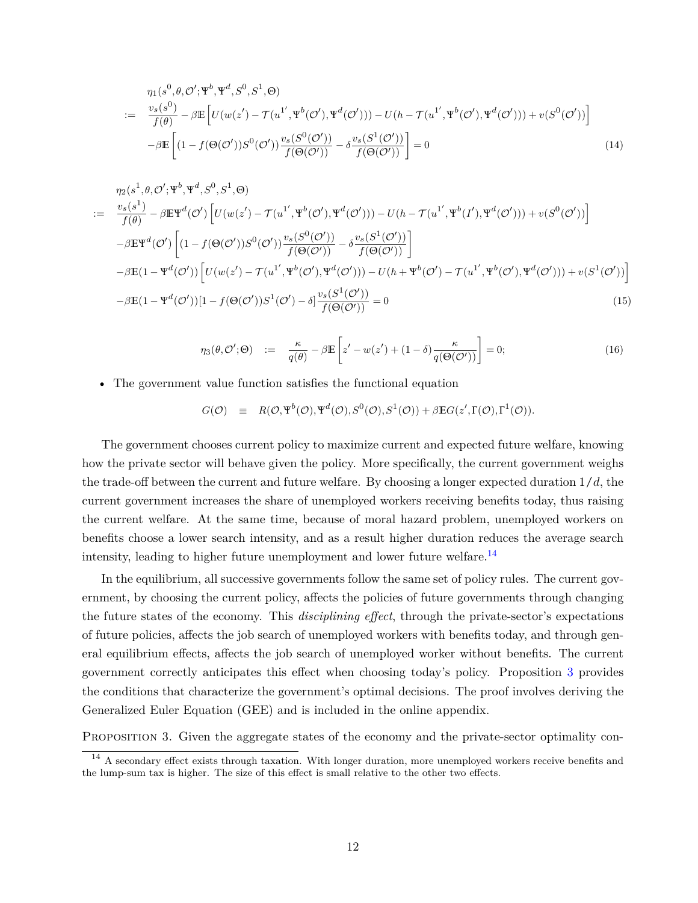$$
\begin{aligned}
& \eta_1(s^0,\theta,\mathcal{O}';\Psi^b,\Psi^d,S^0,S^1,\Theta) \\
:= \quad & \frac{v_s(s^0)}{f(\theta)} - \beta\mathbb{E}\left[U(w(z') - \mathcal{T}(u^{1'},\Psi^b(\mathcal{O}'),\Psi^d(\mathcal{O}'))) - U(h - \mathcal{T}(u^{1'},\Psi^b(\mathcal{O}'),\Psi^d(\mathcal{O}'))) + v(S^0(\mathcal{O}'))\right] \\
& -\beta\mathbb{E}\left[(1 - f(\Theta(\mathcal{O}'))S^0(\mathcal{O}'))\frac{v_s(S^0(\mathcal{O}'))}{f(\Theta(\mathcal{O}'))} - \delta\frac{v_s(S^1(\mathcal{O}'))}{f(\Theta(\mathcal{O}'))}\right] = 0 \qquad (14)
\end{aligned}
$$

$$
\begin{aligned}
& \eta_2(s^1,\theta,\mathcal{O}';\Psi^b,\Psi^d,S^0,S^1,\Theta) \\
:= \quad & \frac{v_s(s^1)}{f(\theta)} - \beta\mathbb{E}\Psi^d(\mathcal{O}')\left[U(w(z') - \mathcal{T}(u^{1'},\Psi^b(\mathcal{O}'),\Psi^d(\mathcal{O}'))) - U(h - \mathcal{T}(u^{1'},\Psi^b(I'),\Psi^d(\mathcal{O}'))) + v(S^0(\mathcal{O}'))\right] \\
& -\beta\mathbb{E}\Psi^d(\mathcal{O}')\left[(1 - f(\Theta(\mathcal{O}'))S^0(\mathcal{O}'))\frac{v_s(S^0(\mathcal{O}'))}{f(\Theta(\mathcal{O}'))} - \delta\frac{v_s(S^1(\mathcal{O}'))}{f(\Theta(\mathcal{O}'))}\right] \\
& -\beta\mathbb{E}(1-\Psi^d(\mathcal{O}'))\left[U(w(z') - \mathcal{T}(u^{1'},\Psi^b(\mathcal{O}'),\Psi^d(\mathcal{O}'))) - U(h + \Psi^b(\mathcal{O}') - \mathcal{T}(u^{1'},\Psi^b(\mathcal{O}'),\Psi^d(\mathcal{O}'))) + v(S^1(\mathcal{O}'))\right] \\
& -\beta\mathbb{E}(1-\Psi^d(\mathcal{O}'))[1 - f(\Theta(\mathcal{O}'))S^1(\mathcal{O}') - \delta]\frac{v_s(S^1(\mathcal{O}'))}{f(\Theta(\mathcal{O}'))} = 0 \qquad (15)
\end{aligned}
$$

$$
\eta_3(\theta,\mathcal{O}';\Theta) \quad := \quad \frac{\kappa}{q(\theta)} - \beta\mathbb{E}\left[z' - w(z') + (1-\delta)\frac{\kappa}{q(\Theta(\mathcal{O}'))}\right] = 0; \qquad (16)
$$

- The government value function satisfies the functional equation

$$
G(\mathcal{O}) \quad \equiv \quad R(\mathcal{O},\Psi^b(\mathcal{O}),\Psi^d(\mathcal{O}),S^0(\mathcal{O}),S^1(\mathcal{O})) + \beta\mathbb{E}G(z',\Gamma(\mathcal{O}),\Gamma^1(\mathcal{O})).
$$

The government chooses current policy to maximize current and expected future welfare, knowing how the private sector will behave given the policy. More specifically, the current government weighs the trade-off between the current and future welfare. By choosing a longer expected duration $1/d$, the current government increases the share of unemployed workers receiving benefits today, thus raising the current welfare. At the same time, because of moral hazard problem, unemployed workers on benefits choose a lower search intensity, and as a result higher duration reduces the average search intensity, leading to higher future unemployment and lower future welfare.[14]

In the equilibrium, all successive governments follow the same set of policy rules. The current government, by choosing the current policy, affects the policies of future governments through changing the future states of the economy. This *disciplining effect*, through the private-sector's expectations of future policies, affects the job search of unemployed workers with benefits today, and through general equilibrium effects, affects the job search of unemployed worker without benefits. The current government correctly anticipates this effect when choosing today's policy. Proposition 3 provides the conditions that characterize the government's optimal decisions. The proof involves deriving the Generalized Euler Equation (GEE) and is included in the online appendix.

Proposition 3. Given the aggregate states of the economy and the private-sector optimality con-

[14] A secondary effect exists through taxation. With longer duration, more unemployed workers receive benefits and the lump-sum tax is higher. The size of this effect is small relative to the other two effects.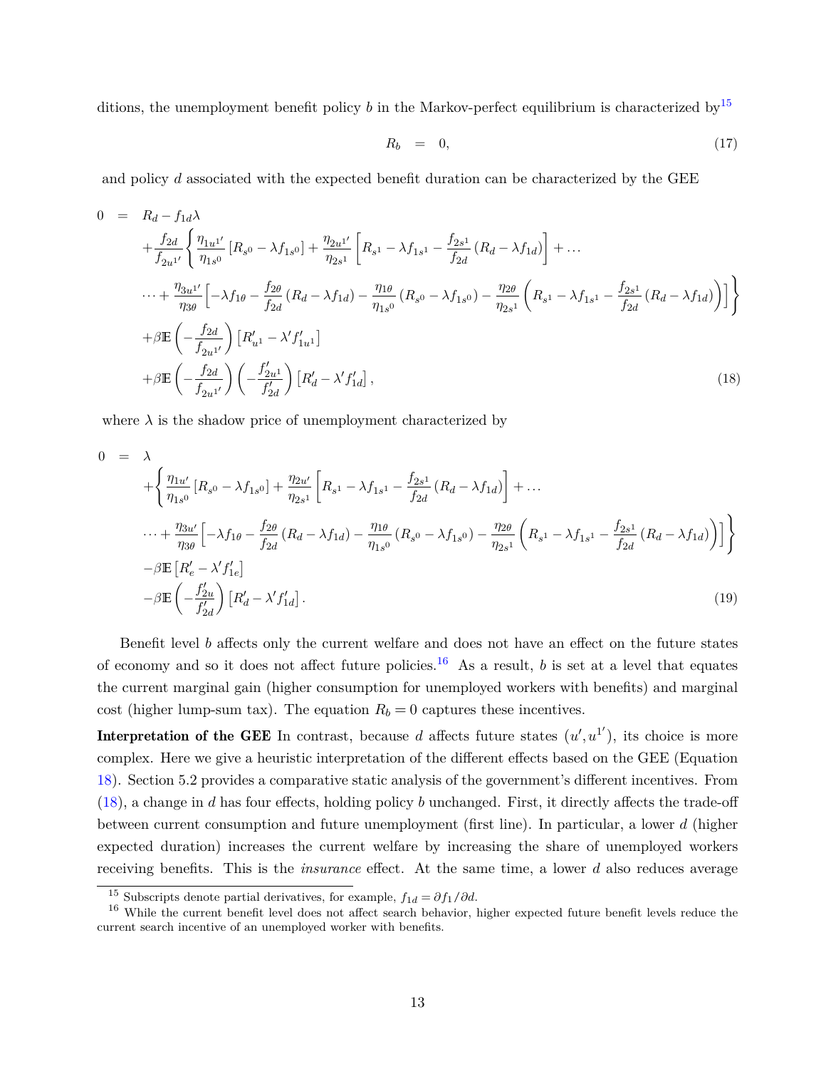ditions, the unemployment benefit policy $b$ in the Markov-perfect equilibrium is characterized by[15]

$$R_b \quad = \quad 0, \tag{17}$$

and policy $d$ associated with the expected benefit duration can be characterized by the GEE

$$\begin{aligned}
0 \quad = \quad & R_d - f_{1d}\lambda \\
& + \frac{f_{2d}}{f_{2u^{1\prime}}} \Bigg\{ \frac{\eta_{1u^{1\prime}}}{\eta_{1s^0}} \left[ R_{s^0} - \lambda f_{1s^0} \right] + \frac{\eta_{2u^{1\prime}}}{\eta_{2s^1}} \left[ R_{s^1} - \lambda f_{1s^1} - \frac{f_{2s^1}}{f_{2d}} \left( R_d - \lambda f_{1d} \right) \right] + \ldots \\
& \cdots + \frac{\eta_{3u^{1\prime}}}{\eta_{3\theta}} \Big[ -\lambda f_{1\theta} - \frac{f_{2\theta}}{f_{2d}} \left( R_d - \lambda f_{1d} \right) - \frac{\eta_{1\theta}}{\eta_{1s^0}} \left( R_{s^0} - \lambda f_{1s^0} \right) - \frac{\eta_{2\theta}}{\eta_{2s^1}} \left( R_{s^1} - \lambda f_{1s^1} - \frac{f_{2s^1}}{f_{2d}} \left( R_d - \lambda f_{1d} \right) \right) \Big] \Bigg\} \\
& + \beta \mathbb{E} \left( -\frac{f_{2d}}{f_{2u^{1\prime}}} \right) \left[ R'_{u^1} - \lambda' f'_{1u^1} \right] \\
& + \beta \mathbb{E} \left( -\frac{f_{2d}}{f_{2u^{1\prime}}} \right) \left( -\frac{f'_{2u^1}}{f'_{2d}} \right) \left[ R'_d - \lambda' f'_{1d} \right],
\end{aligned} \tag{18}$$

where $\lambda$ is the shadow price of unemployment characterized by

$$\begin{aligned}
0 \quad = \quad & \lambda \\
& + \Bigg\{ \frac{\eta_{1u'}}{\eta_{1s^0}} \left[ R_{s^0} - \lambda f_{1s^0} \right] + \frac{\eta_{2u'}}{\eta_{2s^1}} \left[ R_{s^1} - \lambda f_{1s^1} - \frac{f_{2s^1}}{f_{2d}} \left( R_d - \lambda f_{1d} \right) \right] + \ldots \\
& \cdots + \frac{\eta_{3u'}}{\eta_{3\theta}} \Big[ -\lambda f_{1\theta} - \frac{f_{2\theta}}{f_{2d}} \left( R_d - \lambda f_{1d} \right) - \frac{\eta_{1\theta}}{\eta_{1s^0}} \left( R_{s^0} - \lambda f_{1s^0} \right) - \frac{\eta_{2\theta}}{\eta_{2s^1}} \left( R_{s^1} - \lambda f_{1s^1} - \frac{f_{2s^1}}{f_{2d}} \left( R_d - \lambda f_{1d} \right) \right) \Big] \Bigg\} \\
& - \beta \mathbb{E} \left[ R'_e - \lambda' f'_{1e} \right] \\
& - \beta \mathbb{E} \left( -\frac{f'_{2u}}{f'_{2d}} \right) \left[ R'_d - \lambda' f'_{1d} \right].
\end{aligned} \tag{19}$$

Benefit level $b$ affects only the current welfare and does not have an effect on the future states of economy and so it does not affect future policies.[16] As a result, $b$ is set at a level that equates the current marginal gain (higher consumption for unemployed workers with benefits) and marginal cost (higher lump-sum tax). The equation $R_b = 0$ captures these incentives.

**Interpretation of the GEE** In contrast, because $d$ affects future states $(u', u^{1\prime})$, its choice is more complex. Here we give a heuristic interpretation of the different effects based on the GEE (Equation 18). Section 5.2 provides a comparative static analysis of the government's different incentives. From (18), a change in $d$ has four effects, holding policy $b$ unchanged. First, it directly affects the trade-off between current consumption and future unemployment (first line). In particular, a lower $d$ (higher expected duration) increases the current welfare by increasing the share of unemployed workers receiving benefits. This is the *insurance* effect. At the same time, a lower $d$ also reduces average

---

[15] Subscripts denote partial derivatives, for example, $f_{1d} = \partial f_1 / \partial d$.

[16] While the current benefit level does not affect search behavior, higher expected future benefit levels reduce the current search incentive of an unemployed worker with benefits.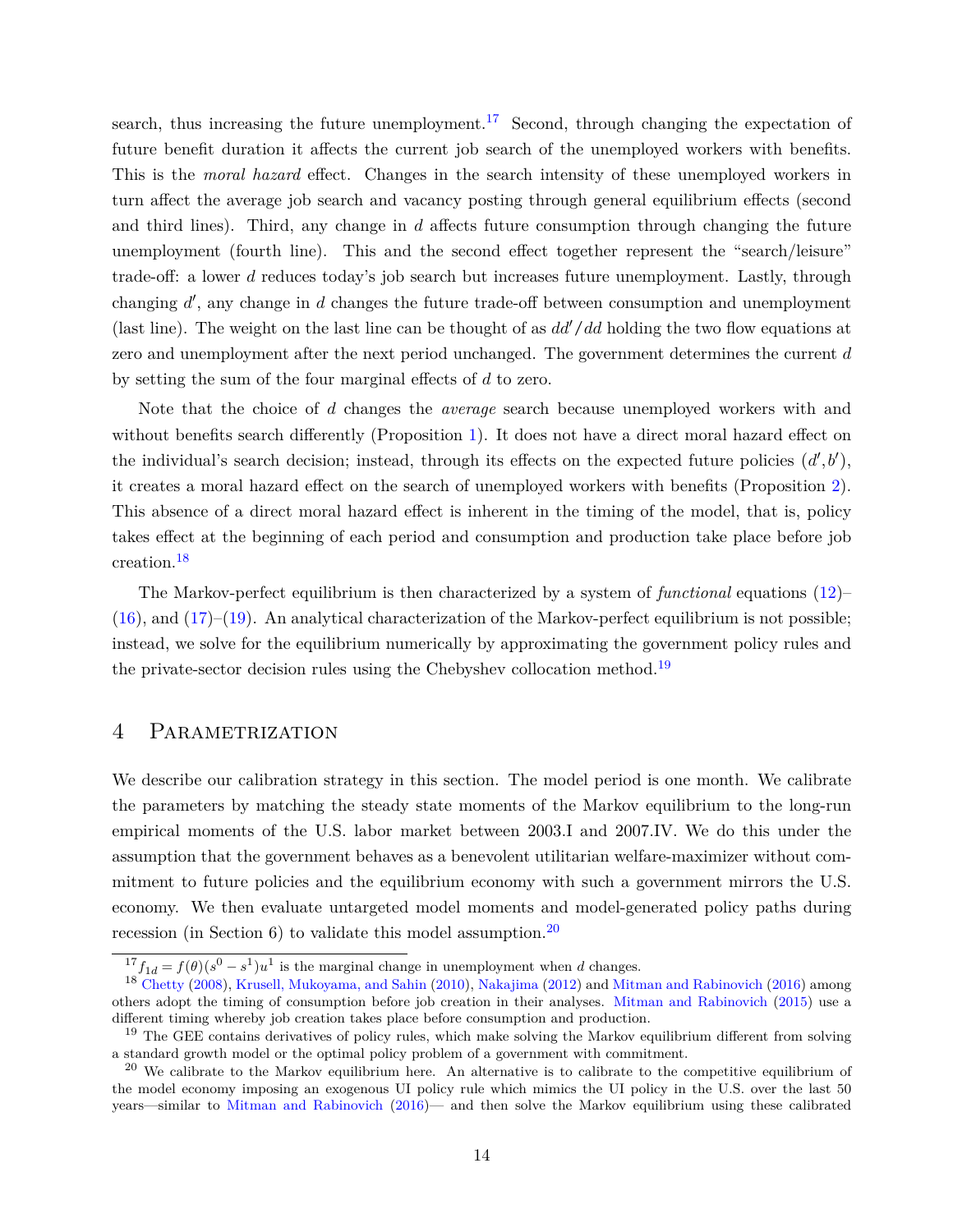search, thus increasing the future unemployment.[17] Second, through changing the expectation of future benefit duration it affects the current job search of the unemployed workers with benefits. This is the *moral hazard* effect. Changes in the search intensity of these unemployed workers in turn affect the average job search and vacancy posting through general equilibrium effects (second and third lines). Third, any change in $d$ affects future consumption through changing the future unemployment (fourth line). This and the second effect together represent the "search/leisure" trade-off: a lower $d$ reduces today's job search but increases future unemployment. Lastly, through changing $d'$, any change in $d$ changes the future trade-off between consumption and unemployment (last line). The weight on the last line can be thought of as $dd'/dd$ holding the two flow equations at zero and unemployment after the next period unchanged. The government determines the current $d$ by setting the sum of the four marginal effects of $d$ to zero.

Note that the choice of $d$ changes the *average* search because unemployed workers with and without benefits search differently (Proposition 1). It does not have a direct moral hazard effect on the individual's search decision; instead, through its effects on the expected future policies $(d', b')$, it creates a moral hazard effect on the search of unemployed workers with benefits (Proposition 2). This absence of a direct moral hazard effect is inherent in the timing of the model, that is, policy takes effect at the beginning of each period and consumption and production take place before job creation.[18]

The Markov-perfect equilibrium is then characterized by a system of *functional* equations (12)–(16), and (17)–(19). An analytical characterization of the Markov-perfect equilibrium is not possible; instead, we solve for the equilibrium numerically by approximating the government policy rules and the private-sector decision rules using the Chebyshev collocation method.[19]

# 4 Parametrization

We describe our calibration strategy in this section. The model period is one month. We calibrate the parameters by matching the steady state moments of the Markov equilibrium to the long-run empirical moments of the U.S. labor market between 2003.I and 2007.IV. We do this under the assumption that the government behaves as a benevolent utilitarian welfare-maximizer without commitment to future policies and the equilibrium economy with such a government mirrors the U.S. economy. We then evaluate untargeted model moments and model-generated policy paths during recession (in Section 6) to validate this model assumption.[20]

---

[17] $f_{1d} = f(\theta)(s^0 - s^1)u^1$ is the marginal change in unemployment when $d$ changes.

[18] Chetty (2008), Krusell, Mukoyama, and Sahin (2010), Nakajima (2012) and Mitman and Rabinovich (2016) among others adopt the timing of consumption before job creation in their analyses. Mitman and Rabinovich (2015) use a different timing whereby job creation takes place before consumption and production.

[19] The GEE contains derivatives of policy rules, which make solving the Markov equilibrium different from solving a standard growth model or the optimal policy problem of a government with commitment.

[20] We calibrate to the Markov equilibrium here. An alternative is to calibrate to the competitive equilibrium of the model economy imposing an exogenous UI policy rule which mimics the UI policy in the U.S. over the last 50 years—similar to Mitman and Rabinovich (2016)— and then solve the Markov equilibrium using these calibrated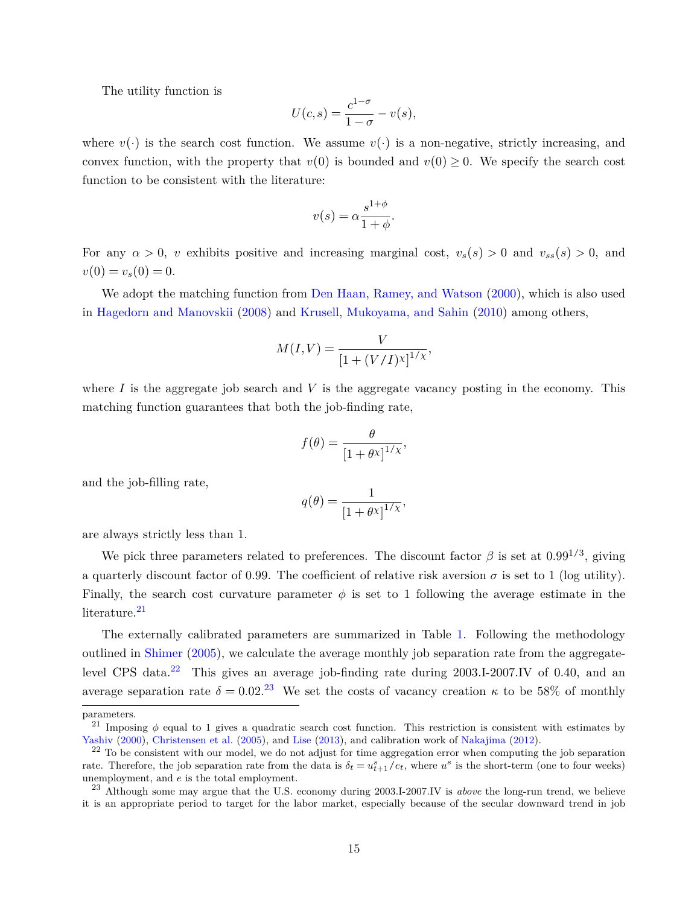The utility function is

$$U(c,s) = \frac{c^{1-\sigma}}{1-\sigma} - v(s),$$

where $v(\cdot)$ is the search cost function. We assume $v(\cdot)$ is a non-negative, strictly increasing, and convex function, with the property that $v(0)$ is bounded and $v(0) \geq 0$. We specify the search cost function to be consistent with the literature:

$$v(s) = \alpha \frac{s^{1+\phi}}{1+\phi}.$$

For any $\alpha > 0$, $v$ exhibits positive and increasing marginal cost, $v_s(s) > 0$ and $v_{ss}(s) > 0$, and $v(0) = v_s(0) = 0$.

We adopt the matching function from Den Haan, Ramey, and Watson (2000), which is also used in Hagedorn and Manovskii (2008) and Krusell, Mukoyama, and Sahin (2010) among others,

$$M(I,V) = \frac{V}{\left[1 + (V/I)^{\chi}\right]^{1/\chi}},$$

where $I$ is the aggregate job search and $V$ is the aggregate vacancy posting in the economy. This matching function guarantees that both the job-finding rate,

$$f(\theta) = \frac{\theta}{\left[1 + \theta^{\chi}\right]^{1/\chi}},$$

and the job-filling rate,

$$q(\theta) = \frac{1}{\left[1 + \theta^{\chi}\right]^{1/\chi}},$$

are always strictly less than 1.

We pick three parameters related to preferences. The discount factor $\beta$ is set at $0.99^{1/3}$, giving a quarterly discount factor of 0.99. The coefficient of relative risk aversion $\sigma$ is set to 1 (log utility). Finally, the search cost curvature parameter $\phi$ is set to 1 following the average estimate in the literature.[21]

The externally calibrated parameters are summarized in Table 1. Following the methodology outlined in Shimer (2005), we calculate the average monthly job separation rate from the aggregate-level CPS data.[22] This gives an average job-finding rate during 2003.I-2007.IV of 0.40, and an average separation rate $\delta = 0.02$.[23] We set the costs of vacancy creation $\kappa$ to be 58% of monthly

parameters.

[21] Imposing $\phi$ equal to 1 gives a quadratic search cost function. This restriction is consistent with estimates by Yashiv (2000), Christensen et al. (2005), and Lise (2013), and calibration work of Nakajima (2012).

[22] To be consistent with our model, we do not adjust for time aggregation error when computing the job separation rate. Therefore, the job separation rate from the data is $\delta_t = u^s_{t+1}/e_t$, where $u^s$ is the short-term (one to four weeks) unemployment, and $e$ is the total employment.

[23] Although some may argue that the U.S. economy during 2003.I-2007.IV is *above* the long-run trend, we believe it is an appropriate period to target for the labor market, especially because of the secular downward trend in job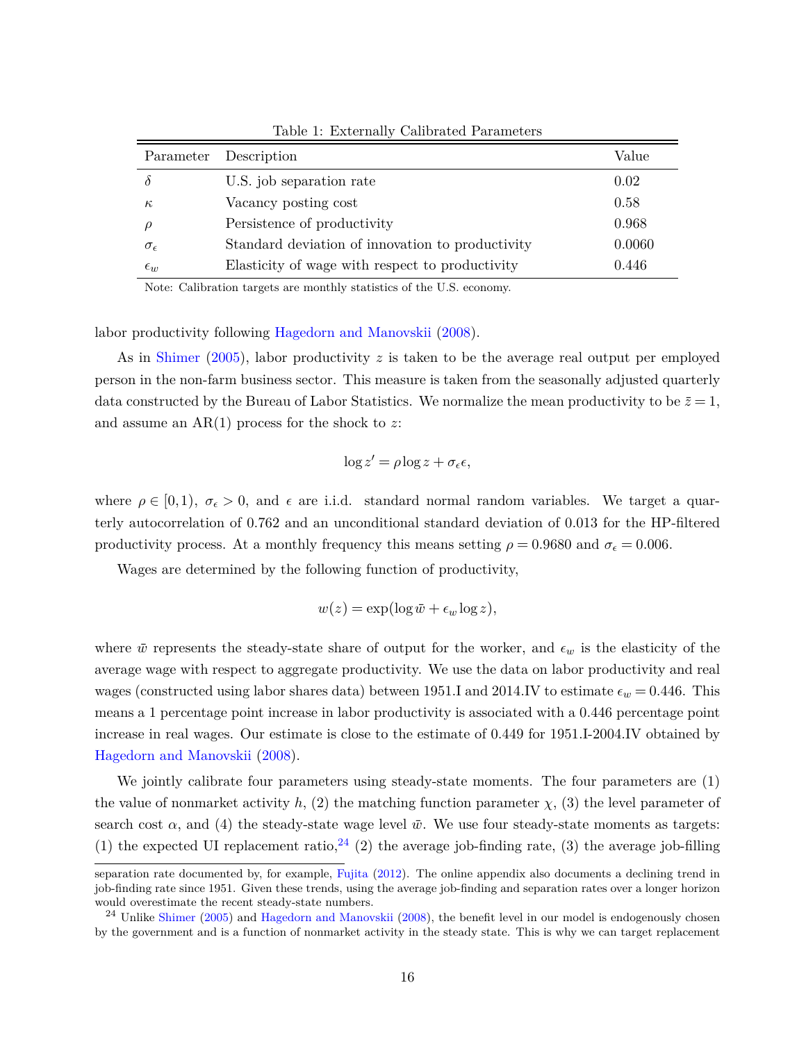Table 1: Externally Calibrated Parameters

| Parameter | Description | Value |
|---|---|---|
| $\delta$ | U.S. job separation rate | 0.02 |
| $\kappa$ | Vacancy posting cost | 0.58 |
| $\rho$ | Persistence of productivity | 0.968 |
| $\sigma_\epsilon$ | Standard deviation of innovation to productivity | 0.0060 |
| $\epsilon_w$ | Elasticity of wage with respect to productivity | 0.446 |

Note: Calibration targets are monthly statistics of the U.S. economy.

labor productivity following Hagedorn and Manovskii (2008).

As in Shimer (2005), labor productivity $z$ is taken to be the average real output per employed person in the non-farm business sector. This measure is taken from the seasonally adjusted quarterly data constructed by the Bureau of Labor Statistics. We normalize the mean productivity to be $\bar{z} = 1$, and assume an AR(1) process for the shock to $z$:

$$\log z' = \rho \log z + \sigma_\epsilon \epsilon,$$

where $\rho \in [0, 1)$, $\sigma_\epsilon > 0$, and $\epsilon$ are i.i.d. standard normal random variables. We target a quarterly autocorrelation of 0.762 and an unconditional standard deviation of 0.013 for the HP-filtered productivity process. At a monthly frequency this means setting $\rho = 0.9680$ and $\sigma_\epsilon = 0.006$.

Wages are determined by the following function of productivity,

$$w(z) = \exp(\log \bar{w} + \epsilon_w \log z),$$

where $\bar{w}$ represents the steady-state share of output for the worker, and $\epsilon_w$ is the elasticity of the average wage with respect to aggregate productivity. We use the data on labor productivity and real wages (constructed using labor shares data) between 1951.I and 2014.IV to estimate $\epsilon_w = 0.446$. This means a 1 percentage point increase in labor productivity is associated with a 0.446 percentage point increase in real wages. Our estimate is close to the estimate of 0.449 for 1951.I-2004.IV obtained by Hagedorn and Manovskii (2008).

We jointly calibrate four parameters using steady-state moments. The four parameters are (1) the value of nonmarket activity $h$, (2) the matching function parameter $\chi$, (3) the level parameter of search cost $\alpha$, and (4) the steady-state wage level $\bar{w}$. We use four steady-state moments as targets: (1) the expected UI replacement ratio,[24] (2) the average job-finding rate, (3) the average job-filling

separation rate documented by, for example, Fujita (2012). The online appendix also documents a declining trend in job-finding rate since 1951. Given these trends, using the average job-finding and separation rates over a longer horizon would overestimate the recent steady-state numbers.

[24] Unlike Shimer (2005) and Hagedorn and Manovskii (2008), the benefit level in our model is endogenously chosen by the government and is a function of nonmarket activity in the steady state. This is why we can target replacement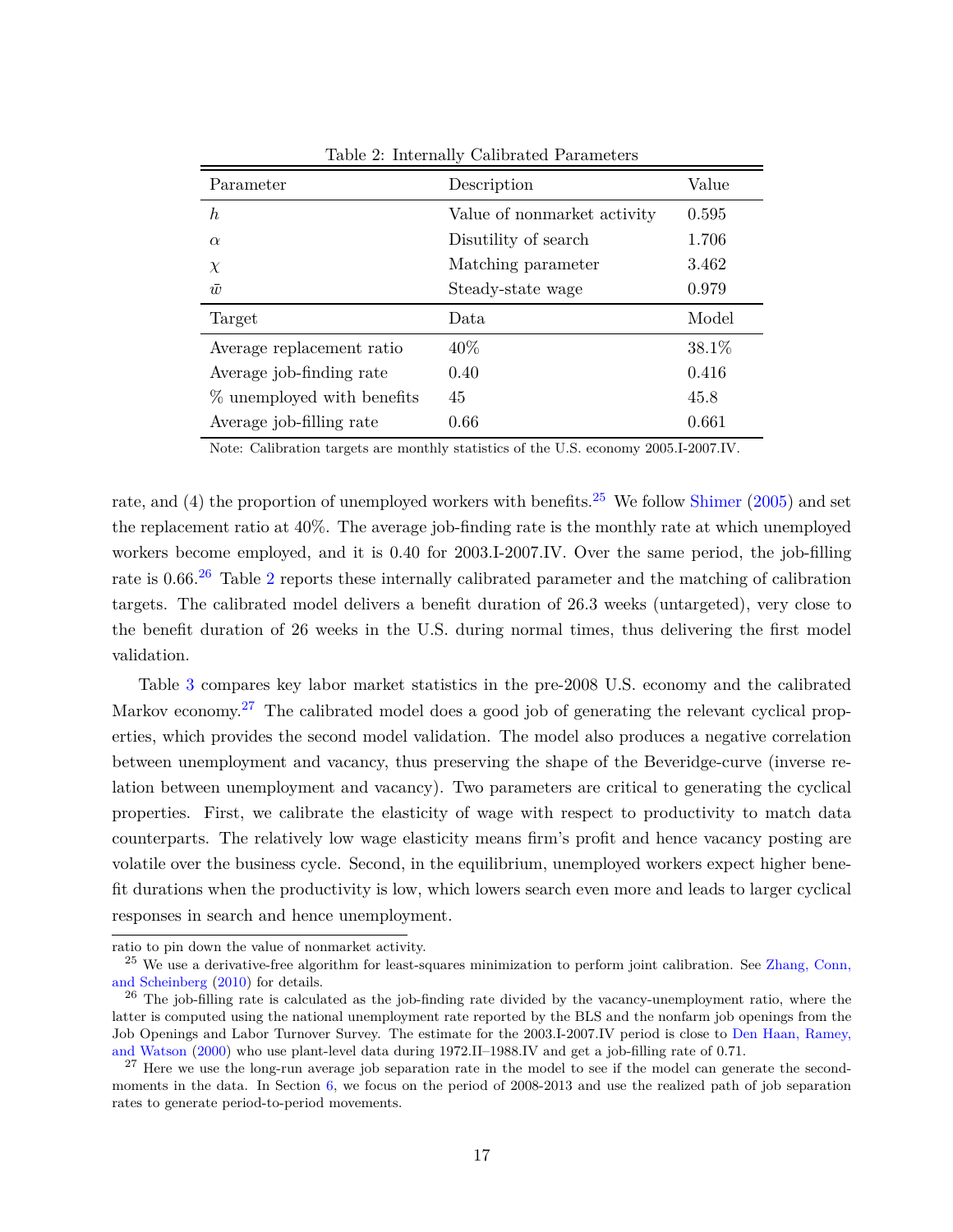Table 2: Internally Calibrated Parameters

| Parameter | Description | Value |
|---|---|---|
| $h$ | Value of nonmarket activity | 0.595 |
| $\alpha$ | Disutility of search | 1.706 |
| $\chi$ | Matching parameter | 3.462 |
| $\bar{w}$ | Steady-state wage | 0.979 |
| Target | Data | Model |
| Average replacement ratio | 40% | 38.1% |
| Average job-finding rate | 0.40 | 0.416 |
| % unemployed with benefits | 45 | 45.8 |
| Average job-filling rate | 0.66 | 0.661 |

Note: Calibration targets are monthly statistics of the U.S. economy 2005.I-2007.IV.

rate, and (4) the proportion of unemployed workers with benefits.[25] We follow Shimer (2005) and set the replacement ratio at 40%. The average job-finding rate is the monthly rate at which unemployed workers become employed, and it is 0.40 for 2003.I-2007.IV. Over the same period, the job-filling rate is 0.66.[26] Table 2 reports these internally calibrated parameter and the matching of calibration targets. The calibrated model delivers a benefit duration of 26.3 weeks (untargeted), very close to the benefit duration of 26 weeks in the U.S. during normal times, thus delivering the first model validation.

Table 3 compares key labor market statistics in the pre-2008 U.S. economy and the calibrated Markov economy.[27] The calibrated model does a good job of generating the relevant cyclical properties, which provides the second model validation. The model also produces a negative correlation between unemployment and vacancy, thus preserving the shape of the Beveridge-curve (inverse relation between unemployment and vacancy). Two parameters are critical to generating the cyclical properties. First, we calibrate the elasticity of wage with respect to productivity to match data counterparts. The relatively low wage elasticity means firm's profit and hence vacancy posting are volatile over the business cycle. Second, in the equilibrium, unemployed workers expect higher benefit durations when the productivity is low, which lowers search even more and leads to larger cyclical responses in search and hence unemployment.

ratio to pin down the value of nonmarket activity.

[25] We use a derivative-free algorithm for least-squares minimization to perform joint calibration. See Zhang, Conn, and Scheinberg (2010) for details.

[26] The job-filling rate is calculated as the job-finding rate divided by the vacancy-unemployment ratio, where the latter is computed using the national unemployment rate reported by the BLS and the nonfarm job openings from the Job Openings and Labor Turnover Survey. The estimate for the 2003.I-2007.IV period is close to Den Haan, Ramey, and Watson (2000) who use plant-level data during 1972.II–1988.IV and get a job-filling rate of 0.71.

[27] Here we use the long-run average job separation rate in the model to see if the model can generate the second-moments in the data. In Section 6, we focus on the period of 2008-2013 and use the realized path of job separation rates to generate period-to-period movements.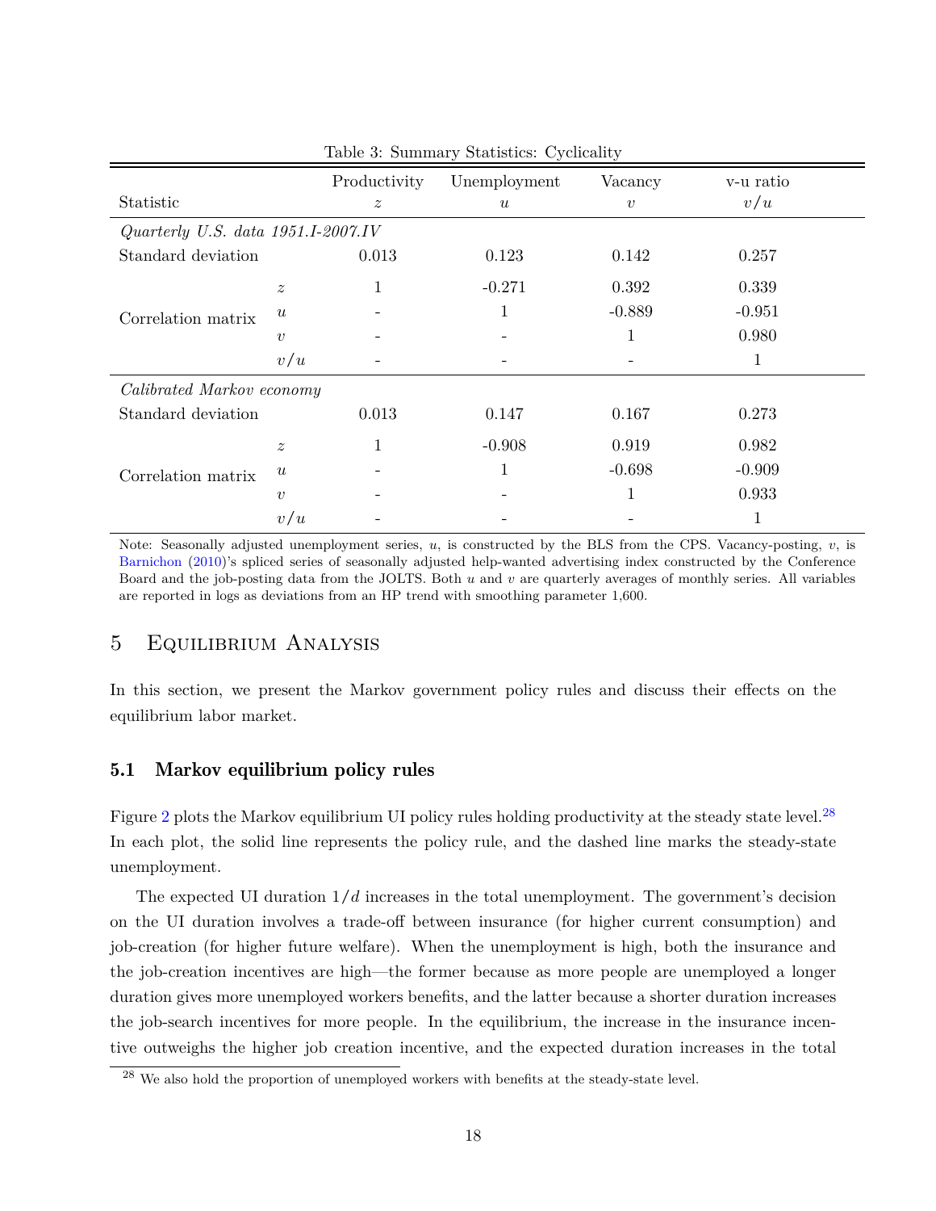Table 3: Summary Statistics: Cyclicality

| Statistic | | Productivity $z$ | Unemployment $u$ | Vacancy $v$ | v-u ratio $v/u$ |
|---|---|---|---|---|---|
| *Quarterly U.S. data 1951.I-2007.IV* | | | | | |
| Standard deviation | | 0.013 | 0.123 | 0.142 | 0.257 |
| Correlation matrix | $z$ | 1 | -0.271 | 0.392 | 0.339 |
| | $u$ | - | 1 | -0.889 | -0.951 |
| | $v$ | - | - | 1 | 0.980 |
| | $v/u$ | - | - | - | 1 |
| *Calibrated Markov economy* | | | | | |
| Standard deviation | | 0.013 | 0.147 | 0.167 | 0.273 |
| Correlation matrix | $z$ | 1 | -0.908 | 0.919 | 0.982 |
| | $u$ | - | 1 | -0.698 | -0.909 |
| | $v$ | - | - | 1 | 0.933 |
| | $v/u$ | - | - | - | 1 |

Note: Seasonally adjusted unemployment series, $u$, is constructed by the BLS from the CPS. Vacancy-posting, $v$, is Barnichon (2010)'s spliced series of seasonally adjusted help-wanted advertising index constructed by the Conference Board and the job-posting data from the JOLTS. Both $u$ and $v$ are quarterly averages of monthly series. All variables are reported in logs as deviations from an HP trend with smoothing parameter 1,600.

# 5 Equilibrium Analysis

In this section, we present the Markov government policy rules and discuss their effects on the equilibrium labor market.

## 5.1 Markov equilibrium policy rules

Figure 2 plots the Markov equilibrium UI policy rules holding productivity at the steady state level.[28] In each plot, the solid line represents the policy rule, and the dashed line marks the steady-state unemployment.

The expected UI duration $1/d$ increases in the total unemployment. The government's decision on the UI duration involves a trade-off between insurance (for higher current consumption) and job-creation (for higher future welfare). When the unemployment is high, both the insurance and the job-creation incentives are high—the former because as more people are unemployed a longer duration gives more unemployed workers benefits, and the latter because a shorter duration increases the job-search incentives for more people. In the equilibrium, the increase in the insurance incentive outweighs the higher job creation incentive, and the expected duration increases in the total

[28] We also hold the proportion of unemployed workers with benefits at the steady-state level.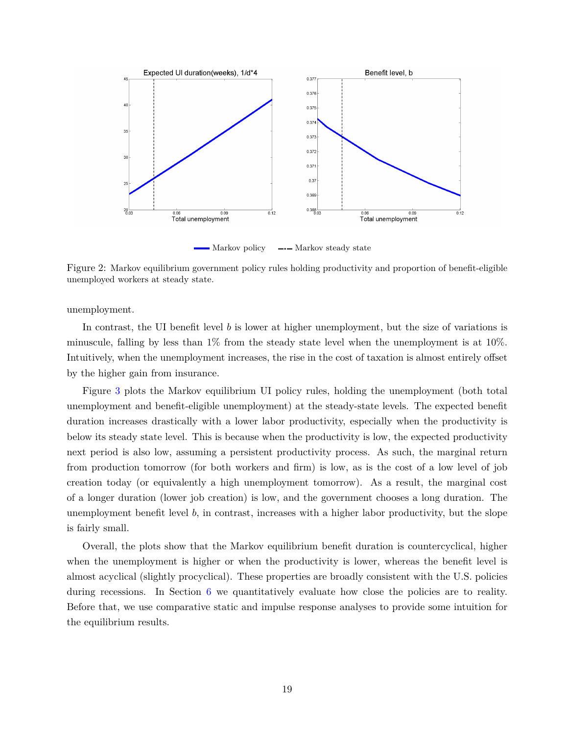Figure 2: Markov equilibrium government policy rules holding productivity and proportion of benefit-eligible unemployed workers at steady state.

unemployment.

In contrast, the UI benefit level $b$ is lower at higher unemployment, but the size of variations is minuscule, falling by less than 1% from the steady state level when the unemployment is at 10%. Intuitively, when the unemployment increases, the rise in the cost of taxation is almost entirely offset by the higher gain from insurance.

Figure 3 plots the Markov equilibrium UI policy rules, holding the unemployment (both total unemployment and benefit-eligible unemployment) at the steady-state levels. The expected benefit duration increases drastically with a lower labor productivity, especially when the productivity is below its steady state level. This is because when the productivity is low, the expected productivity next period is also low, assuming a persistent productivity process. As such, the marginal return from production tomorrow (for both workers and firm) is low, as is the cost of a low level of job creation today (or equivalently a high unemployment tomorrow). As a result, the marginal cost of a longer duration (lower job creation) is low, and the government chooses a long duration. The unemployment benefit level $b$, in contrast, increases with a higher labor productivity, but the slope is fairly small.

Overall, the plots show that the Markov equilibrium benefit duration is countercyclical, higher when the unemployment is higher or when the productivity is lower, whereas the benefit level is almost acyclical (slightly procyclical). These properties are broadly consistent with the U.S. policies during recessions. In Section 6 we quantitatively evaluate how close the policies are to reality. Before that, we use comparative static and impulse response analyses to provide some intuition for the equilibrium results.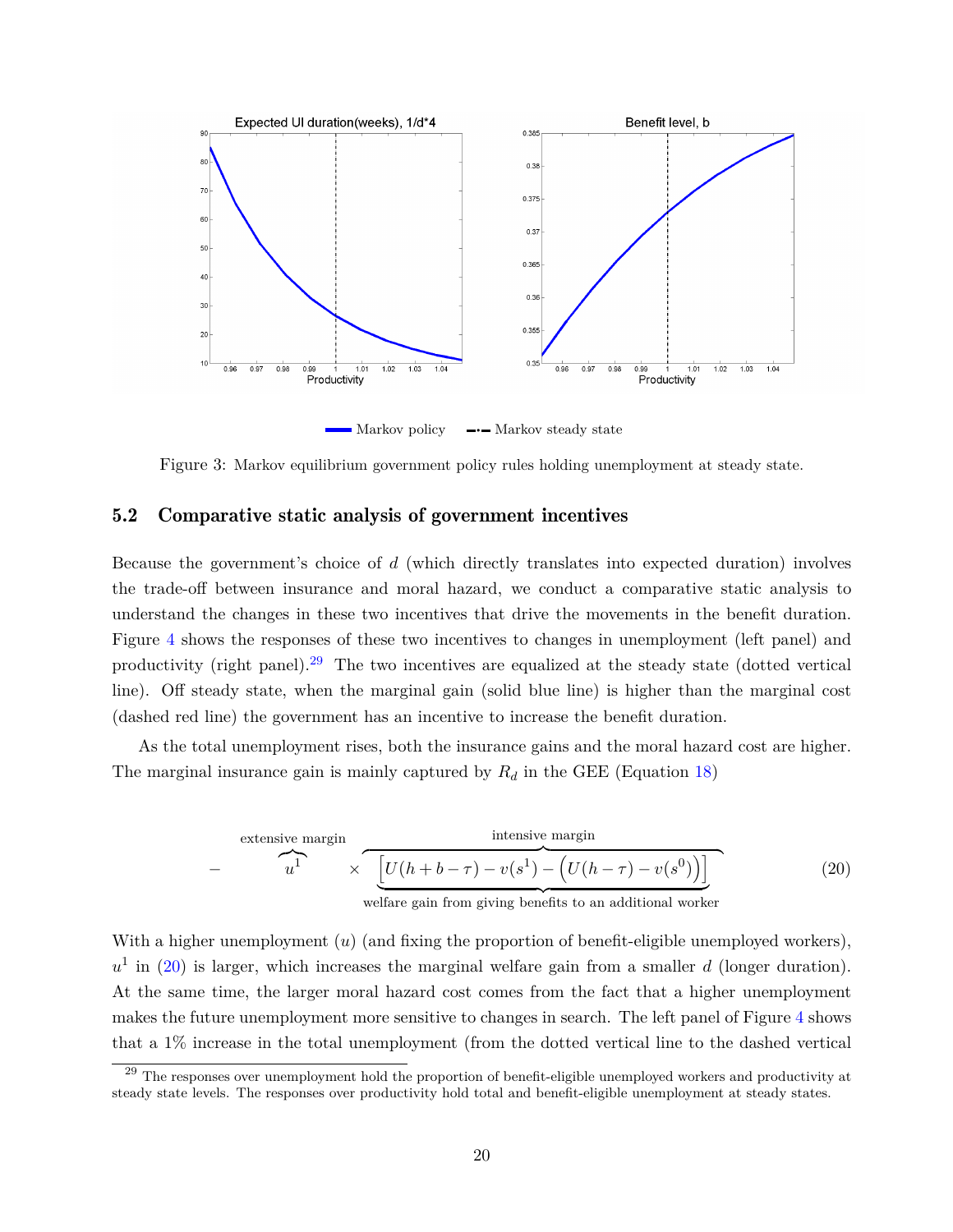Figure 3: Markov equilibrium government policy rules holding unemployment at steady state.

## 5.2 Comparative static analysis of government incentives

Because the government's choice of $d$ (which directly translates into expected duration) involves the trade-off between insurance and moral hazard, we conduct a comparative static analysis to understand the changes in these two incentives that drive the movements in the benefit duration. Figure 4 shows the responses of these two incentives to changes in unemployment (left panel) and productivity (right panel).[29] The two incentives are equalized at the steady state (dotted vertical line). Off steady state, when the marginal gain (solid blue line) is higher than the marginal cost (dashed red line) the government has an incentive to increase the benefit duration.

As the total unemployment rises, both the insurance gains and the moral hazard cost are higher. The marginal insurance gain is mainly captured by $R_d$ in the GEE (Equation 18)

$$
-\overbrace{u^1}^{\text{extensive margin}} \times \overbrace{\underbrace{\Big[U(h+b-\tau) - v(s^1) - \Big(U(h-\tau) - v(s^0)\Big)\Big]}_{\text{welfare gain from giving benefits to an additional worker}}}^{\text{intensive margin}} \tag{20}
$$

With a higher unemployment ($u$) (and fixing the proportion of benefit-eligible unemployed workers), $u^1$ in (20) is larger, which increases the marginal welfare gain from a smaller $d$ (longer duration). At the same time, the larger moral hazard cost comes from the fact that a higher unemployment makes the future unemployment more sensitive to changes in search. The left panel of Figure 4 shows that a 1% increase in the total unemployment (from the dotted vertical line to the dashed vertical

[29] The responses over unemployment hold the proportion of benefit-eligible unemployed workers and productivity at steady state levels. The responses over productivity hold total and benefit-eligible unemployment at steady states.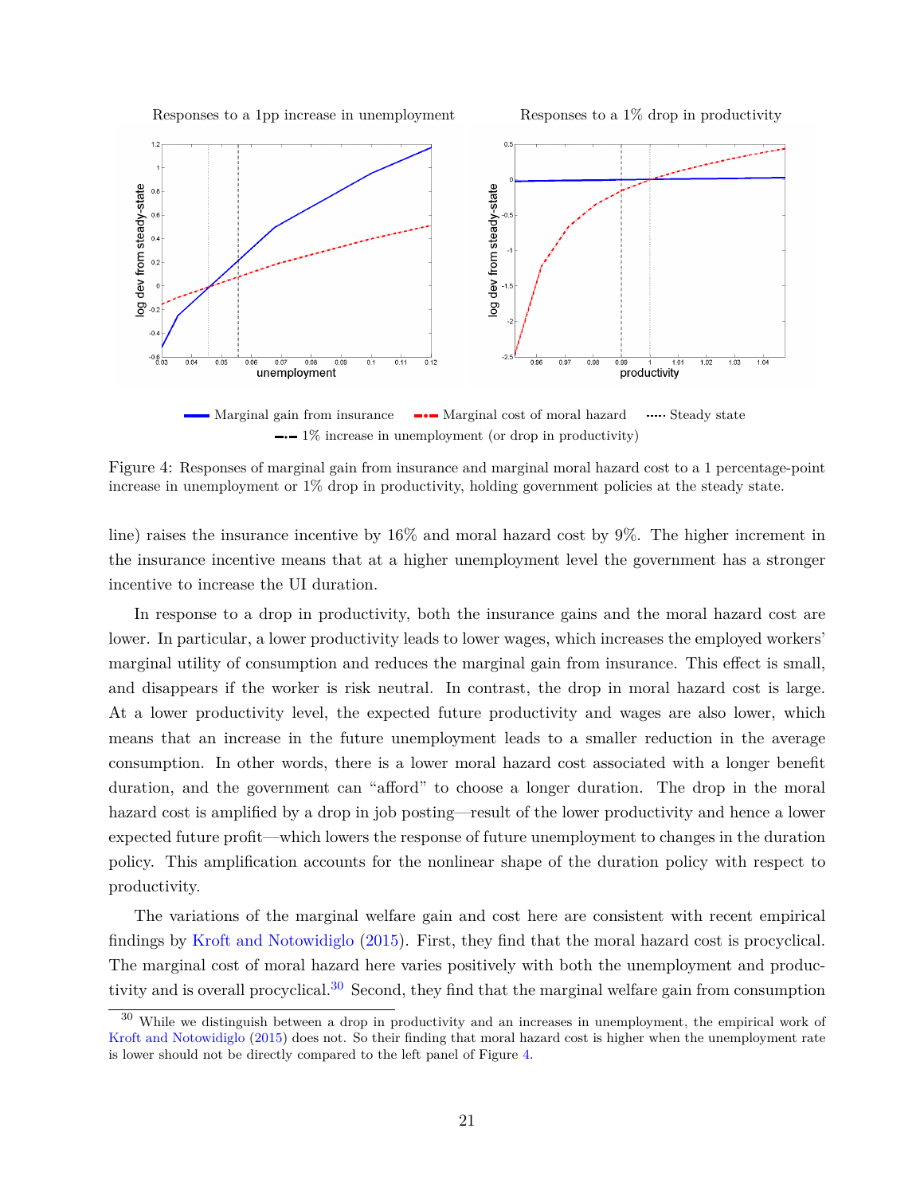Figure 4: Responses of marginal gain from insurance and marginal moral hazard cost to a 1 percentage-point increase in unemployment or 1% drop in productivity, holding government policies at the steady state.

line) raises the insurance incentive by 16% and moral hazard cost by 9%. The higher increment in the insurance incentive means that at a higher unemployment level the government has a stronger incentive to increase the UI duration.

In response to a drop in productivity, both the insurance gains and the moral hazard cost are lower. In particular, a lower productivity leads to lower wages, which increases the employed workers' marginal utility of consumption and reduces the marginal gain from insurance. This effect is small, and disappears if the worker is risk neutral. In contrast, the drop in moral hazard cost is large. At a lower productivity level, the expected future productivity and wages are also lower, which means that an increase in the future unemployment leads to a smaller reduction in the average consumption. In other words, there is a lower moral hazard cost associated with a longer benefit duration, and the government can "afford" to choose a longer duration. The drop in the moral hazard cost is amplified by a drop in job posting—result of the lower productivity and hence a lower expected future profit—which lowers the response of future unemployment to changes in the duration policy. This amplification accounts for the nonlinear shape of the duration policy with respect to productivity.

The variations of the marginal welfare gain and cost here are consistent with recent empirical findings by Kroft and Notowidiglo (2015). First, they find that the moral hazard cost is procyclical. The marginal cost of moral hazard here varies positively with both the unemployment and productivity and is overall procyclical.[30] Second, they find that the marginal welfare gain from consumption

[30] While we distinguish between a drop in productivity and an increases in unemployment, the empirical work of Kroft and Notowidiglo (2015) does not. So their finding that moral hazard cost is higher when the unemployment rate is lower should not be directly compared to the left panel of Figure 4.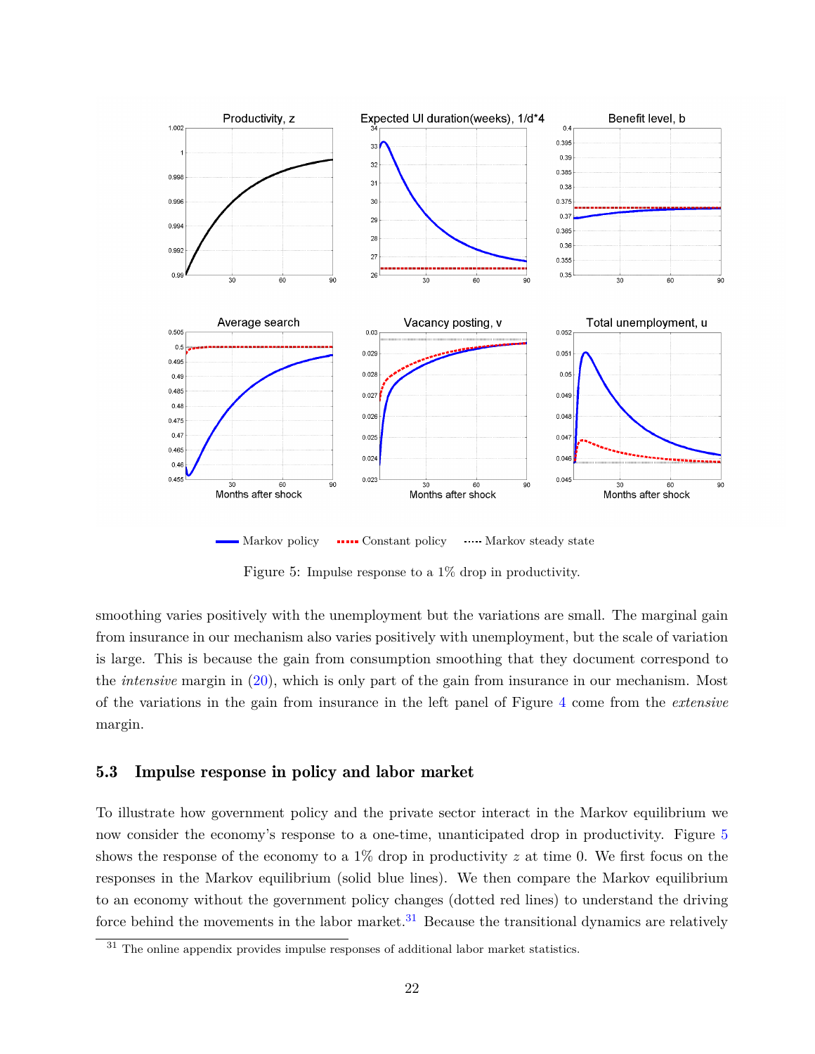Figure 5: Impulse response to a 1% drop in productivity.

smoothing varies positively with the unemployment but the variations are small. The marginal gain from insurance in our mechanism also varies positively with unemployment, but the scale of variation is large. This is because the gain from consumption smoothing that they document correspond to the *intensive* margin in (20), which is only part of the gain from insurance in our mechanism. Most of the variations in the gain from insurance in the left panel of Figure 4 come from the *extensive* margin.

### 5.3 Impulse response in policy and labor market

To illustrate how government policy and the private sector interact in the Markov equilibrium we now consider the economy's response to a one-time, unanticipated drop in productivity. Figure 5 shows the response of the economy to a 1% drop in productivity $z$ at time 0. We first focus on the responses in the Markov equilibrium (solid blue lines). We then compare the Markov equilibrium to an economy without the government policy changes (dotted red lines) to understand the driving force behind the movements in the labor market.[31] Because the transitional dynamics are relatively

[31] The online appendix provides impulse responses of additional labor market statistics.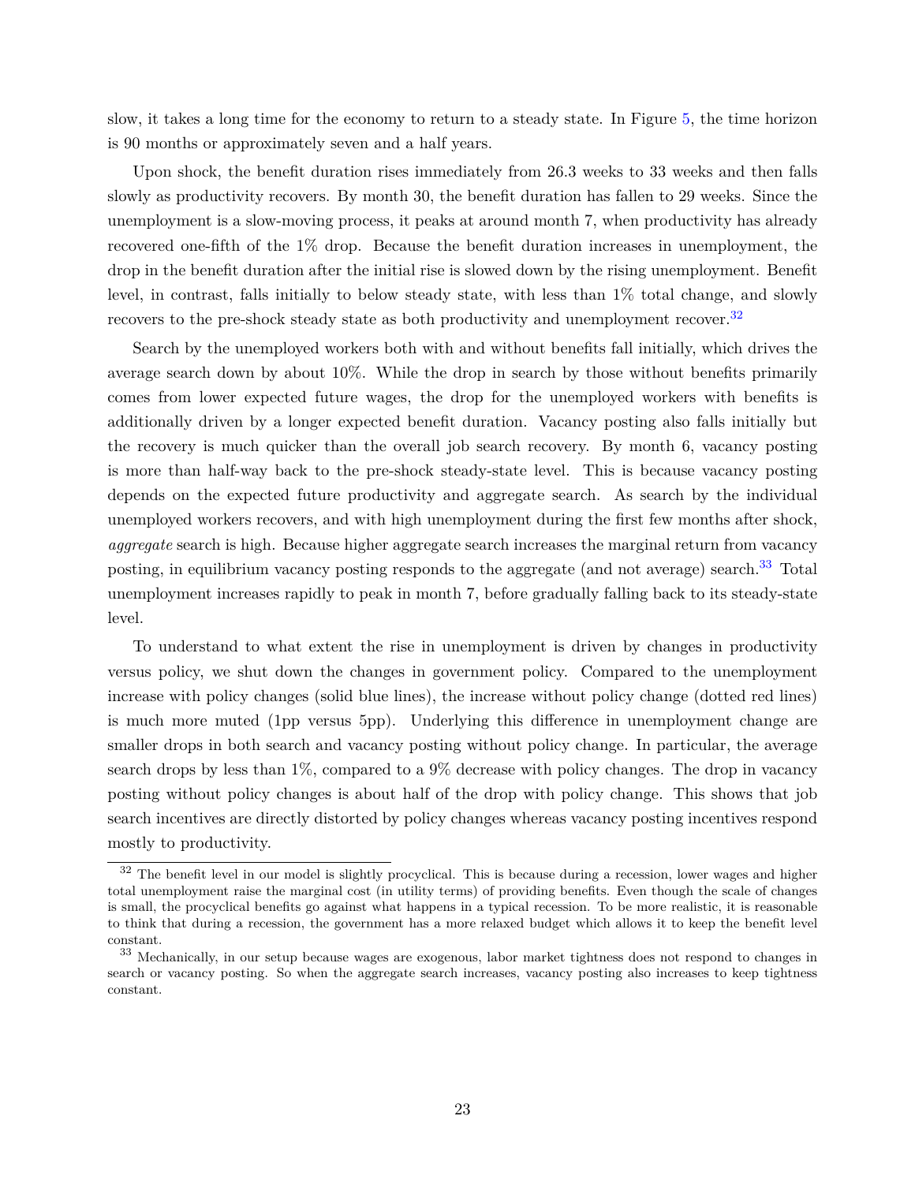slow, it takes a long time for the economy to return to a steady state. In Figure 5, the time horizon is 90 months or approximately seven and a half years.

Upon shock, the benefit duration rises immediately from 26.3 weeks to 33 weeks and then falls slowly as productivity recovers. By month 30, the benefit duration has fallen to 29 weeks. Since the unemployment is a slow-moving process, it peaks at around month 7, when productivity has already recovered one-fifth of the 1% drop. Because the benefit duration increases in unemployment, the drop in the benefit duration after the initial rise is slowed down by the rising unemployment. Benefit level, in contrast, falls initially to below steady state, with less than 1% total change, and slowly recovers to the pre-shock steady state as both productivity and unemployment recover.[32]

Search by the unemployed workers both with and without benefits fall initially, which drives the average search down by about 10%. While the drop in search by those without benefits primarily comes from lower expected future wages, the drop for the unemployed workers with benefits is additionally driven by a longer expected benefit duration. Vacancy posting also falls initially but the recovery is much quicker than the overall job search recovery. By month 6, vacancy posting is more than half-way back to the pre-shock steady-state level. This is because vacancy posting depends on the expected future productivity and aggregate search. As search by the individual unemployed workers recovers, and with high unemployment during the first few months after shock, *aggregate* search is high. Because higher aggregate search increases the marginal return from vacancy posting, in equilibrium vacancy posting responds to the aggregate (and not average) search.[33] Total unemployment increases rapidly to peak in month 7, before gradually falling back to its steady-state level.

To understand to what extent the rise in unemployment is driven by changes in productivity versus policy, we shut down the changes in government policy. Compared to the unemployment increase with policy changes (solid blue lines), the increase without policy change (dotted red lines) is much more muted (1pp versus 5pp). Underlying this difference in unemployment change are smaller drops in both search and vacancy posting without policy change. In particular, the average search drops by less than 1%, compared to a 9% decrease with policy changes. The drop in vacancy posting without policy changes is about half of the drop with policy change. This shows that job search incentives are directly distorted by policy changes whereas vacancy posting incentives respond mostly to productivity.

[32] The benefit level in our model is slightly procyclical. This is because during a recession, lower wages and higher total unemployment raise the marginal cost (in utility terms) of providing benefits. Even though the scale of changes is small, the procyclical benefits go against what happens in a typical recession. To be more realistic, it is reasonable to think that during a recession, the government has a more relaxed budget which allows it to keep the benefit level constant.

[33] Mechanically, in our setup because wages are exogenous, labor market tightness does not respond to changes in search or vacancy posting. So when the aggregate search increases, vacancy posting also increases to keep tightness constant.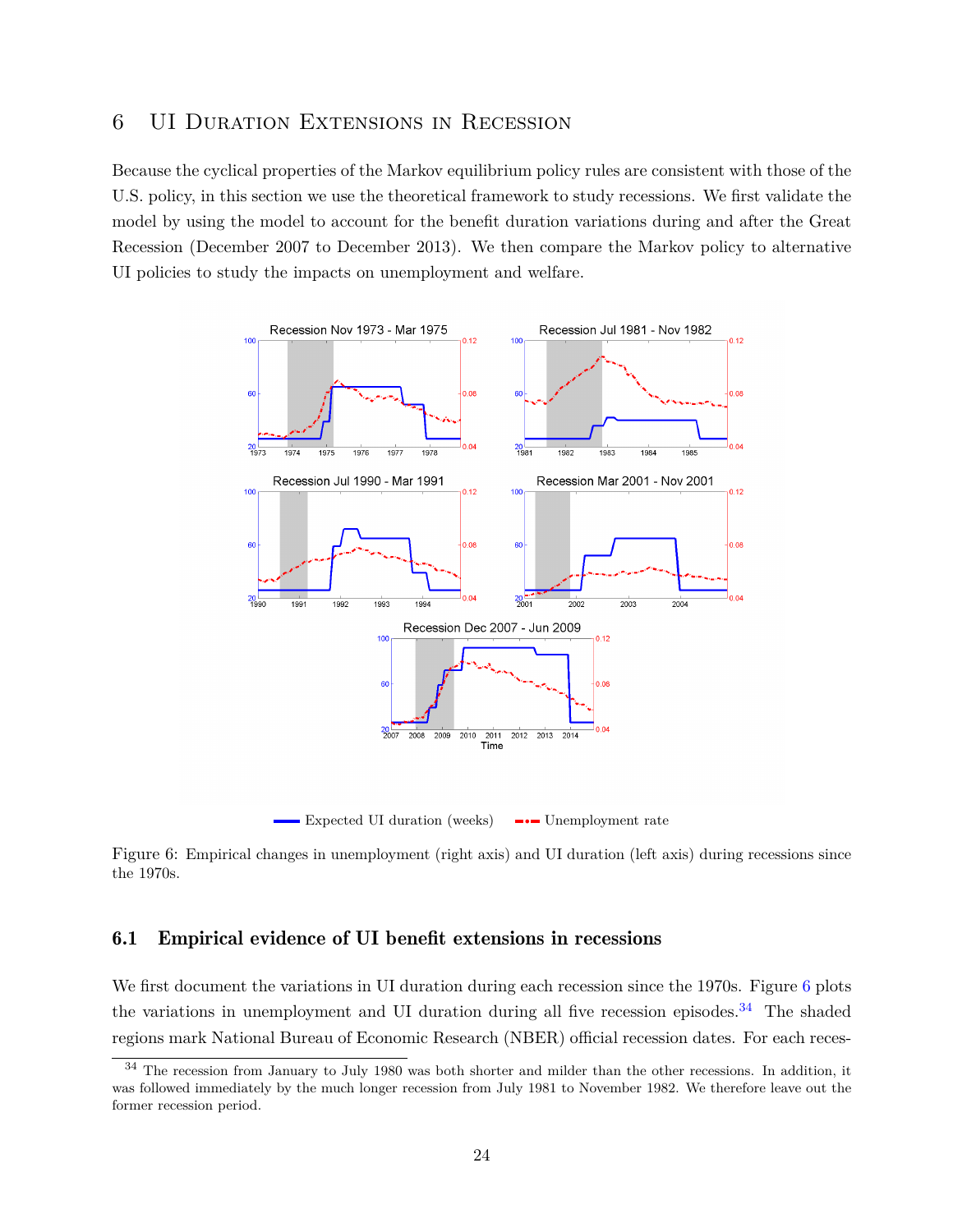## 6 UI Duration Extensions in Recession

Because the cyclical properties of the Markov equilibrium policy rules are consistent with those of the U.S. policy, in this section we use the theoretical framework to study recessions. We first validate the model by using the model to account for the benefit duration variations during and after the Great Recession (December 2007 to December 2013). We then compare the Markov policy to alternative UI policies to study the impacts on unemployment and welfare.

Figure 6: Empirical changes in unemployment (right axis) and UI duration (left axis) during recessions since the 1970s.

### 6.1 Empirical evidence of UI benefit extensions in recessions

We first document the variations in UI duration during each recession since the 1970s. Figure 6 plots the variations in unemployment and UI duration during all five recession episodes.[34] The shaded regions mark National Bureau of Economic Research (NBER) official recession dates. For each reces-

[34] The recession from January to July 1980 was both shorter and milder than the other recessions. In addition, it was followed immediately by the much longer recession from July 1981 to November 1982. We therefore leave out the former recession period.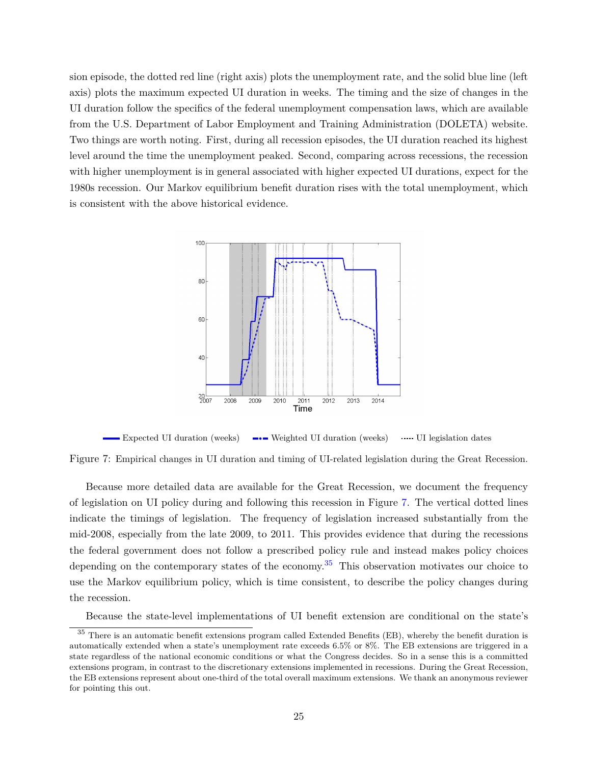sion episode, the dotted red line (right axis) plots the unemployment rate, and the solid blue line (left axis) plots the maximum expected UI duration in weeks. The timing and the size of changes in the UI duration follow the specifics of the federal unemployment compensation laws, which are available from the U.S. Department of Labor Employment and Training Administration (DOLETA) website. Two things are worth noting. First, during all recession episodes, the UI duration reached its highest level around the time the unemployment peaked. Second, comparing across recessions, the recession with higher unemployment is in general associated with higher expected UI durations, expect for the 1980s recession. Our Markov equilibrium benefit duration rises with the total unemployment, which is consistent with the above historical evidence.

Expected UI duration (weeks) Weighted UI duration (weeks) UI legislation dates

Figure 7: Empirical changes in UI duration and timing of UI-related legislation during the Great Recession.

Because more detailed data are available for the Great Recession, we document the frequency of legislation on UI policy during and following this recession in Figure 7. The vertical dotted lines indicate the timings of legislation. The frequency of legislation increased substantially from the mid-2008, especially from the late 2009, to 2011. This provides evidence that during the recessions the federal government does not follow a prescribed policy rule and instead makes policy choices depending on the contemporary states of the economy.[35] This observation motivates our choice to use the Markov equilibrium policy, which is time consistent, to describe the policy changes during the recession.

Because the state-level implementations of UI benefit extension are conditional on the state's

[35] There is an automatic benefit extensions program called Extended Benefits (EB), whereby the benefit duration is automatically extended when a state's unemployment rate exceeds 6.5% or 8%. The EB extensions are triggered in a state regardless of the national economic conditions or what the Congress decides. So in a sense this is a committed extensions program, in contrast to the discretionary extensions implemented in recessions. During the Great Recession, the EB extensions represent about one-third of the total overall maximum extensions. We thank an anonymous reviewer for pointing this out.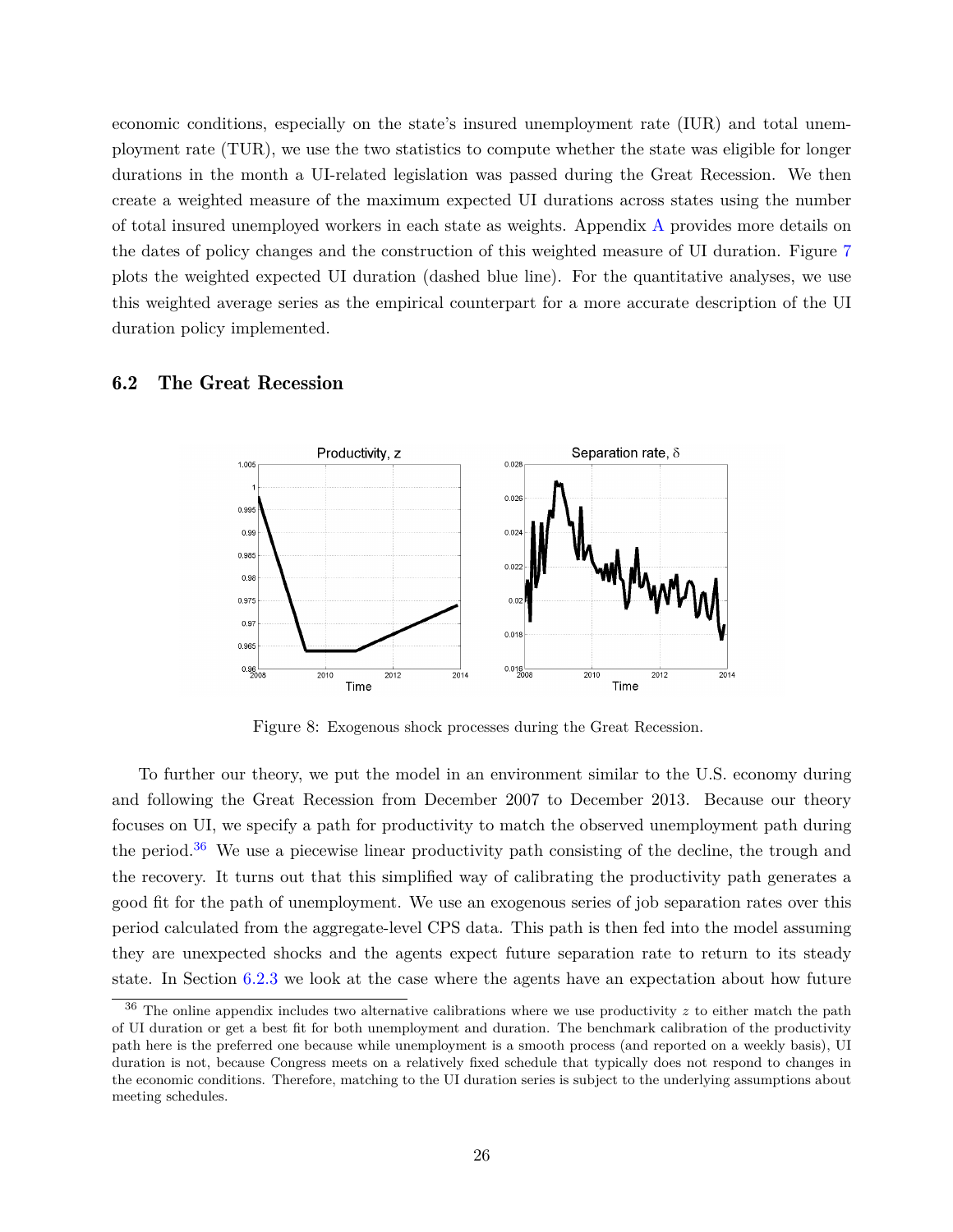economic conditions, especially on the state's insured unemployment rate (IUR) and total unemployment rate (TUR), we use the two statistics to compute whether the state was eligible for longer durations in the month a UI-related legislation was passed during the Great Recession. We then create a weighted measure of the maximum expected UI durations across states using the number of total insured unemployed workers in each state as weights. Appendix A provides more details on the dates of policy changes and the construction of this weighted measure of UI duration. Figure 7 plots the weighted expected UI duration (dashed blue line). For the quantitative analyses, we use this weighted average series as the empirical counterpart for a more accurate description of the UI duration policy implemented.

## 6.2 The Great Recession

Figure 8: Exogenous shock processes during the Great Recession.

To further our theory, we put the model in an environment similar to the U.S. economy during and following the Great Recession from December 2007 to December 2013. Because our theory focuses on UI, we specify a path for productivity to match the observed unemployment path during the period.[36] We use a piecewise linear productivity path consisting of the decline, the trough and the recovery. It turns out that this simplified way of calibrating the productivity path generates a good fit for the path of unemployment. We use an exogenous series of job separation rates over this period calculated from the aggregate-level CPS data. This path is then fed into the model assuming they are unexpected shocks and the agents expect future separation rate to return to its steady state. In Section 6.2.3 we look at the case where the agents have an expectation about how future

[36] The online appendix includes two alternative calibrations where we use productivity $z$ to either match the path of UI duration or get a best fit for both unemployment and duration. The benchmark calibration of the productivity path here is the preferred one because while unemployment is a smooth process (and reported on a weekly basis), UI duration is not, because Congress meets on a relatively fixed schedule that typically does not respond to changes in the economic conditions. Therefore, matching to the UI duration series is subject to the underlying assumptions about meeting schedules.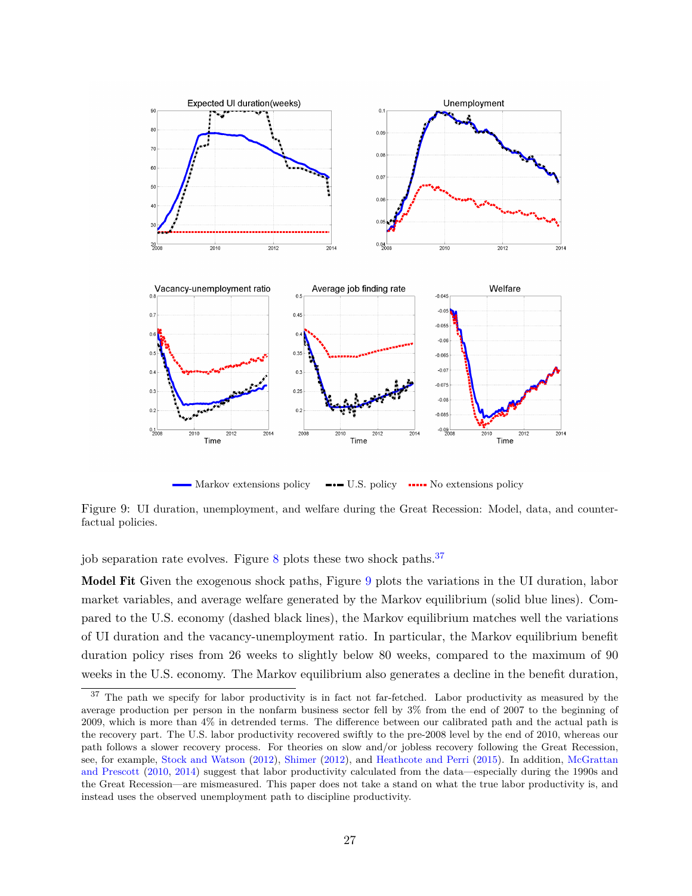Figure 9: UI duration, unemployment, and welfare during the Great Recession: Model, data, and counterfactual policies.

job separation rate evolves. Figure 8 plots these two shock paths.[37]

**Model Fit** Given the exogenous shock paths, Figure 9 plots the variations in the UI duration, labor market variables, and average welfare generated by the Markov equilibrium (solid blue lines). Compared to the U.S. economy (dashed black lines), the Markov equilibrium matches well the variations of UI duration and the vacancy-unemployment ratio. In particular, the Markov equilibrium benefit duration policy rises from 26 weeks to slightly below 80 weeks, compared to the maximum of 90 weeks in the U.S. economy. The Markov equilibrium also generates a decline in the benefit duration,

[37] The path we specify for labor productivity is in fact not far-fetched. Labor productivity as measured by the average production per person in the nonfarm business sector fell by 3% from the end of 2007 to the beginning of 2009, which is more than 4% in detrended terms. The difference between our calibrated path and the actual path is the recovery part. The U.S. labor productivity recovered swiftly to the pre-2008 level by the end of 2010, whereas our path follows a slower recovery process. For theories on slow and/or jobless recovery following the Great Recession, see, for example, Stock and Watson (2012), Shimer (2012), and Heathcote and Perri (2015). In addition, McGrattan and Prescott (2010, 2014) suggest that labor productivity calculated from the data—especially during the 1990s and the Great Recession—are mismeasured. This paper does not take a stand on what the true labor productivity is, and instead uses the observed unemployment path to discipline productivity.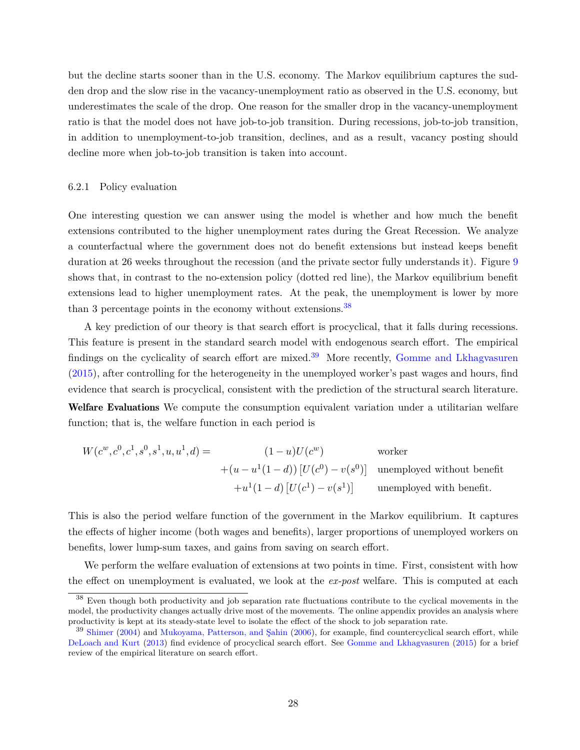but the decline starts sooner than in the U.S. economy. The Markov equilibrium captures the sudden drop and the slow rise in the vacancy-unemployment ratio as observed in the U.S. economy, but underestimates the scale of the drop. One reason for the smaller drop in the vacancy-unemployment ratio is that the model does not have job-to-job transition. During recessions, job-to-job transition, in addition to unemployment-to-job transition, declines, and as a result, vacancy posting should decline more when job-to-job transition is taken into account.

### 6.2.1 Policy evaluation

One interesting question we can answer using the model is whether and how much the benefit extensions contributed to the higher unemployment rates during the Great Recession. We analyze a counterfactual where the government does not do benefit extensions but instead keeps benefit duration at 26 weeks throughout the recession (and the private sector fully understands it). Figure 9 shows that, in contrast to the no-extension policy (dotted red line), the Markov equilibrium benefit extensions lead to higher unemployment rates. At the peak, the unemployment is lower by more than 3 percentage points in the economy without extensions.[38]

A key prediction of our theory is that search effort is procyclical, that it falls during recessions. This feature is present in the standard search model with endogenous search effort. The empirical findings on the cyclicality of search effort are mixed.[39] More recently, Gomme and Lkhagvasuren (2015), after controlling for the heterogeneity in the unemployed worker's past wages and hours, find evidence that search is procyclical, consistent with the prediction of the structural search literature.

**Welfare Evaluations** We compute the consumption equivalent variation under a utilitarian welfare function; that is, the welfare function in each period is

$$
\begin{aligned}
W(c^w, c^0, c^1, s^0, s^1, u, u^1, d) = \quad & (1-u)U(c^w) && \text{worker} \\
& + (u - u^1(1-d))\left[U(c^0) - v(s^0)\right] && \text{unemployed without benefit} \\
& + u^1(1-d)\left[U(c^1) - v(s^1)\right] && \text{unemployed with benefit.}
\end{aligned}
$$

This is also the period welfare function of the government in the Markov equilibrium. It captures the effects of higher income (both wages and benefits), larger proportions of unemployed workers on benefits, lower lump-sum taxes, and gains from saving on search effort.

We perform the welfare evaluation of extensions at two points in time. First, consistent with how the effect on unemployment is evaluated, we look at the *ex-post* welfare. This is computed at each

---

[38] Even though both productivity and job separation rate fluctuations contribute to the cyclical movements in the model, the productivity changes actually drive most of the movements. The online appendix provides an analysis where productivity is kept at its steady-state level to isolate the effect of the shock to job separation rate.

[39] Shimer (2004) and Mukoyama, Patterson, and Şahin (2006), for example, find countercyclical search effort, while DeLoach and Kurt (2013) find evidence of procyclical search effort. See Gomme and Lkhagvasuren (2015) for a brief review of the empirical literature on search effort.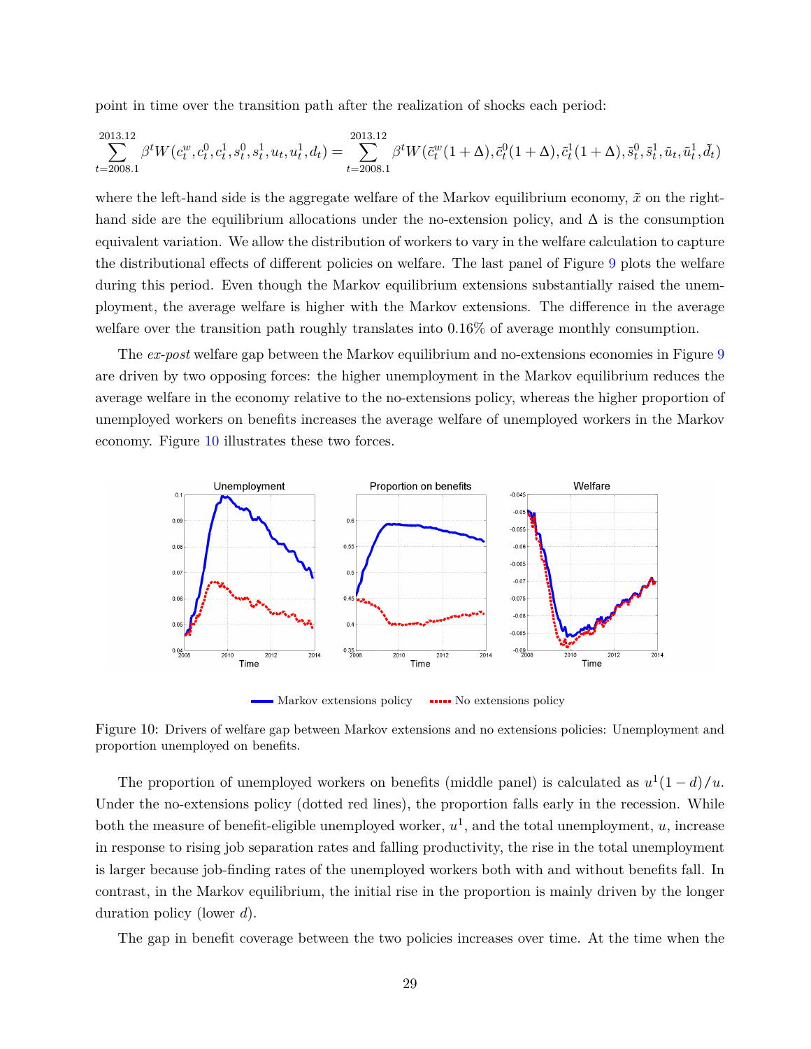point in time over the transition path after the realization of shocks each period:

$$\sum_{t=2008.1}^{2013.12} \beta^t W(c_t^w, c_t^0, c_t^1, s_t^0, s_t^1, u_t, u_t^1, d_t) = \sum_{t=2008.1}^{2013.12} \beta^t W(\tilde{c}_t^w(1+\Delta), \tilde{c}_t^0(1+\Delta), \tilde{c}_t^1(1+\Delta), \tilde{s}_t^0, \tilde{s}_t^1, \tilde{u}_t, \tilde{u}_t^1, \tilde{d}_t)$$

where the left-hand side is the aggregate welfare of the Markov equilibrium economy, $\tilde{x}$ on the right-hand side are the equilibrium allocations under the no-extension policy, and $\Delta$ is the consumption equivalent variation. We allow the distribution of workers to vary in the welfare calculation to capture the distributional effects of different policies on welfare. The last panel of Figure 9 plots the welfare during this period. Even though the Markov equilibrium extensions substantially raised the unemployment, the average welfare is higher with the Markov extensions. The difference in the average welfare over the transition path roughly translates into 0.16% of average monthly consumption.

The *ex-post* welfare gap between the Markov equilibrium and no-extensions economies in Figure 9 are driven by two opposing forces: the higher unemployment in the Markov equilibrium reduces the average welfare in the economy relative to the no-extensions policy, whereas the higher proportion of unemployed workers on benefits increases the average welfare of unemployed workers in the Markov economy. Figure 10 illustrates these two forces.

Figure 10: Drivers of welfare gap between Markov extensions and no extensions policies: Unemployment and proportion unemployed on benefits.

The proportion of unemployed workers on benefits (middle panel) is calculated as $u^1(1-d)/u$. Under the no-extensions policy (dotted red lines), the proportion falls early in the recession. While both the measure of benefit-eligible unemployed worker, $u^1$, and the total unemployment, $u$, increase in response to rising job separation rates and falling productivity, the rise in the total unemployment is larger because job-finding rates of the unemployed workers both with and without benefits fall. In contrast, in the Markov equilibrium, the initial rise in the proportion is mainly driven by the longer duration policy (lower $d$).

The gap in benefit coverage between the two policies increases over time. At the time when the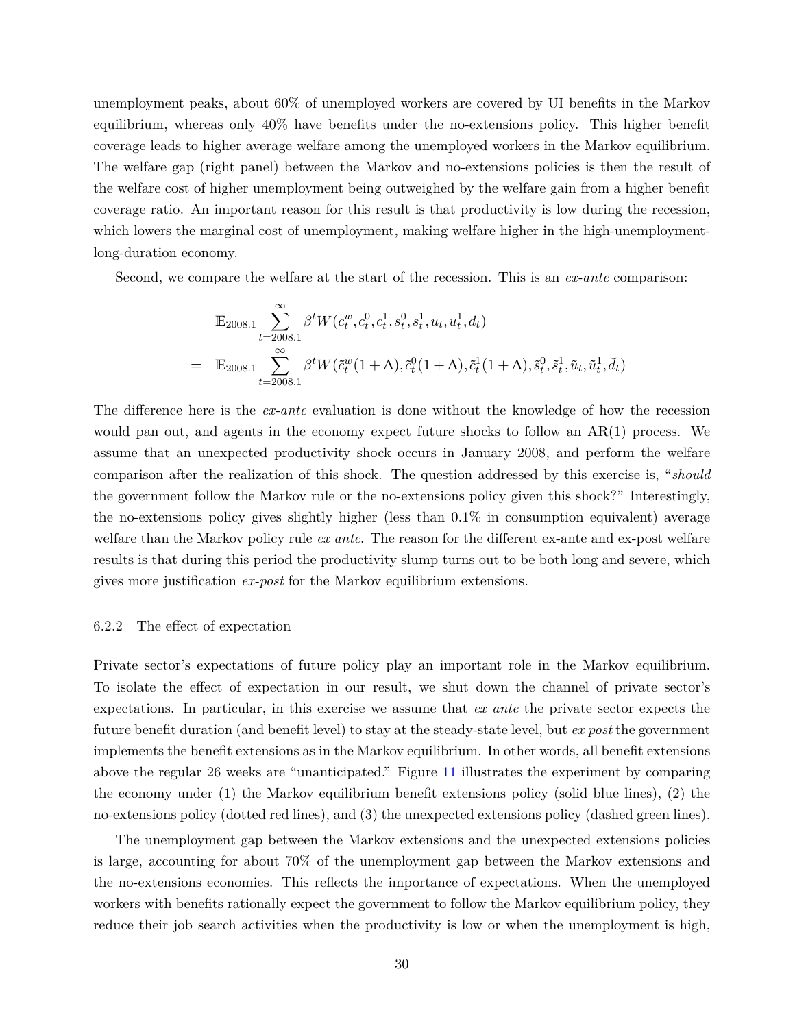unemployment peaks, about 60% of unemployed workers are covered by UI benefits in the Markov equilibrium, whereas only 40% have benefits under the no-extensions policy. This higher benefit coverage leads to higher average welfare among the unemployed workers in the Markov equilibrium. The welfare gap (right panel) between the Markov and no-extensions policies is then the result of the welfare cost of higher unemployment being outweighed by the welfare gain from a higher benefit coverage ratio. An important reason for this result is that productivity is low during the recession, which lowers the marginal cost of unemployment, making welfare higher in the high-unemployment-long-duration economy.

Second, we compare the welfare at the start of the recession. This is an *ex-ante* comparison:

$$
\begin{aligned}
& \mathbb{E}_{2008.1} \sum_{t=2008.1}^{\infty} \beta^t W(c_t^w, c_t^0, c_t^1, s_t^0, s_t^1, u_t, u_t^1, d_t) \\
= \quad & \mathbb{E}_{2008.1} \sum_{t=2008.1}^{\infty} \beta^t W(\tilde{c}_t^w(1+\Delta), \tilde{c}_t^0(1+\Delta), \tilde{c}_t^1(1+\Delta), \tilde{s}_t^0, \tilde{s}_t^1, \tilde{u}_t, \tilde{u}_t^1, \tilde{d}_t)
\end{aligned}
$$

The difference here is the *ex-ante* evaluation is done without the knowledge of how the recession would pan out, and agents in the economy expect future shocks to follow an AR(1) process. We assume that an unexpected productivity shock occurs in January 2008, and perform the welfare comparison after the realization of this shock. The question addressed by this exercise is, "*should* the government follow the Markov rule or the no-extensions policy given this shock?" Interestingly, the no-extensions policy gives slightly higher (less than 0.1% in consumption equivalent) average welfare than the Markov policy rule *ex ante*. The reason for the different ex-ante and ex-post welfare results is that during this period the productivity slump turns out to be both long and severe, which gives more justification *ex-post* for the Markov equilibrium extensions.

### 6.2.2 The effect of expectation

Private sector's expectations of future policy play an important role in the Markov equilibrium. To isolate the effect of expectation in our result, we shut down the channel of private sector's expectations. In particular, in this exercise we assume that *ex ante* the private sector expects the future benefit duration (and benefit level) to stay at the steady-state level, but *ex post* the government implements the benefit extensions as in the Markov equilibrium. In other words, all benefit extensions above the regular 26 weeks are "unanticipated." Figure 11 illustrates the experiment by comparing the economy under (1) the Markov equilibrium benefit extensions policy (solid blue lines), (2) the no-extensions policy (dotted red lines), and (3) the unexpected extensions policy (dashed green lines).

The unemployment gap between the Markov extensions and the unexpected extensions policies is large, accounting for about 70% of the unemployment gap between the Markov extensions and the no-extensions economies. This reflects the importance of expectations. When the unemployed workers with benefits rationally expect the government to follow the Markov equilibrium policy, they reduce their job search activities when the productivity is low or when the unemployment is high,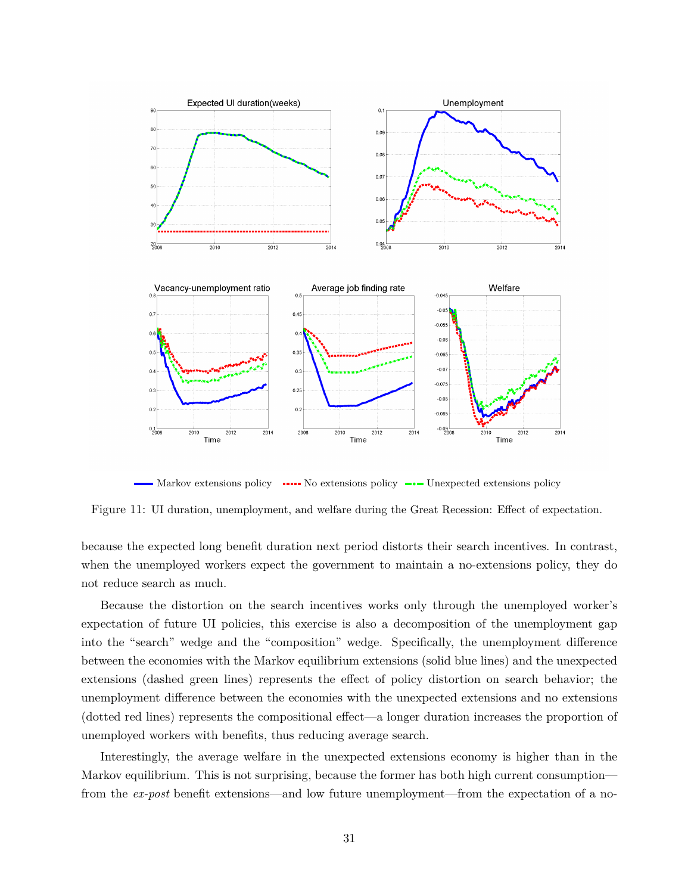Figure 11: UI duration, unemployment, and welfare during the Great Recession: Effect of expectation.

because the expected long benefit duration next period distorts their search incentives. In contrast, when the unemployed workers expect the government to maintain a no-extensions policy, they do not reduce search as much.

Because the distortion on the search incentives works only through the unemployed worker's expectation of future UI policies, this exercise is also a decomposition of the unemployment gap into the "search" wedge and the "composition" wedge. Specifically, the unemployment difference between the economies with the Markov equilibrium extensions (solid blue lines) and the unexpected extensions (dashed green lines) represents the effect of policy distortion on search behavior; the unemployment difference between the economies with the unexpected extensions and no extensions (dotted red lines) represents the compositional effect—a longer duration increases the proportion of unemployed workers with benefits, thus reducing average search.

Interestingly, the average welfare in the unexpected extensions economy is higher than in the Markov equilibrium. This is not surprising, because the former has both high current consumption—from the *ex-post* benefit extensions—and low future unemployment—from the expectation of a no-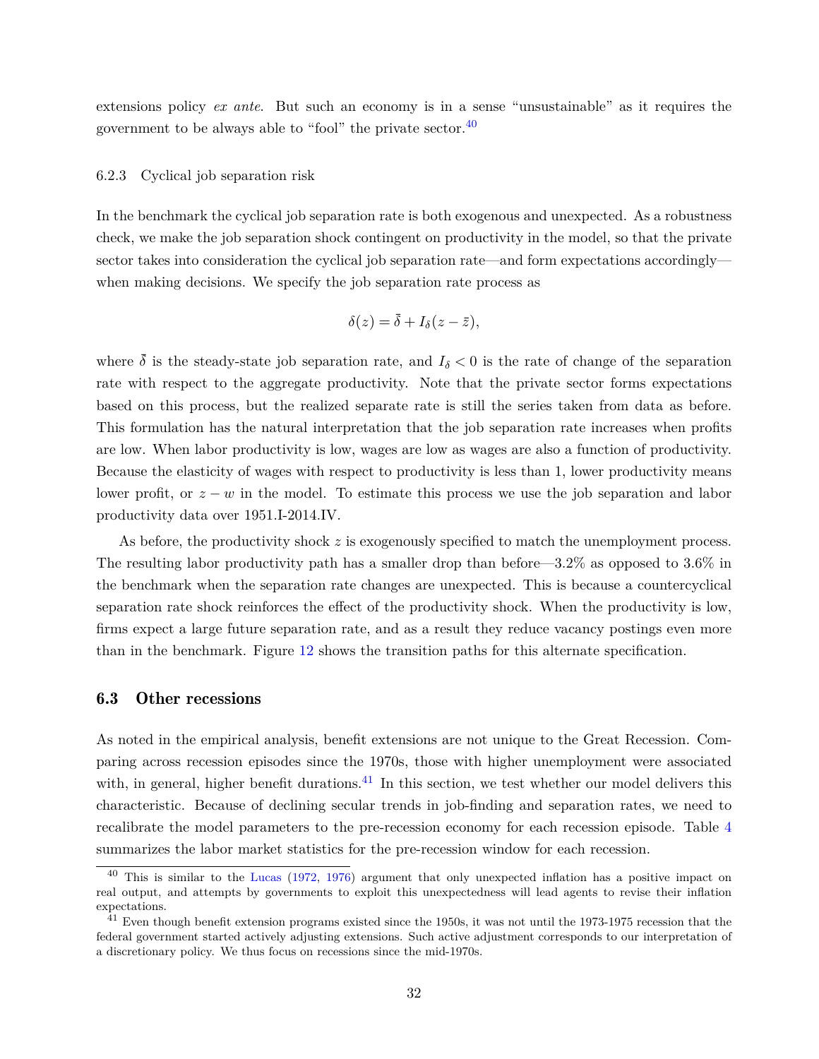extensions policy *ex ante*. But such an economy is in a sense "unsustainable" as it requires the government to be always able to "fool" the private sector.[40]

#### 6.2.3 Cyclical job separation risk

In the benchmark the cyclical job separation rate is both exogenous and unexpected. As a robustness check, we make the job separation shock contingent on productivity in the model, so that the private sector takes into consideration the cyclical job separation rate—and form expectations accordingly—when making decisions. We specify the job separation rate process as

$$\delta(z) = \bar{\delta} + I_{\delta}(z - \bar{z}),$$

where $\bar{\delta}$ is the steady-state job separation rate, and $I_{\delta} < 0$ is the rate of change of the separation rate with respect to the aggregate productivity. Note that the private sector forms expectations based on this process, but the realized separate rate is still the series taken from data as before. This formulation has the natural interpretation that the job separation rate increases when profits are low. When labor productivity is low, wages are low as wages are also a function of productivity. Because the elasticity of wages with respect to productivity is less than 1, lower productivity means lower profit, or $z - w$ in the model. To estimate this process we use the job separation and labor productivity data over 1951.I-2014.IV.

As before, the productivity shock $z$ is exogenously specified to match the unemployment process. The resulting labor productivity path has a smaller drop than before—3.2% as opposed to 3.6% in the benchmark when the separation rate changes are unexpected. This is because a countercyclical separation rate shock reinforces the effect of the productivity shock. When the productivity is low, firms expect a large future separation rate, and as a result they reduce vacancy postings even more than in the benchmark. Figure 12 shows the transition paths for this alternate specification.

### 6.3 Other recessions

As noted in the empirical analysis, benefit extensions are not unique to the Great Recession. Comparing across recession episodes since the 1970s, those with higher unemployment were associated with, in general, higher benefit durations.[41] In this section, we test whether our model delivers this characteristic. Because of declining secular trends in job-finding and separation rates, we need to recalibrate the model parameters to the pre-recession economy for each recession episode. Table 4 summarizes the labor market statistics for the pre-recession window for each recession.

[40] This is similar to the Lucas (1972, 1976) argument that only unexpected inflation has a positive impact on real output, and attempts by governments to exploit this unexpectedness will lead agents to revise their inflation expectations.

[41] Even though benefit extension programs existed since the 1950s, it was not until the 1973-1975 recession that the federal government started actively adjusting extensions. Such active adjustment corresponds to our interpretation of a discretionary policy. We thus focus on recessions since the mid-1970s.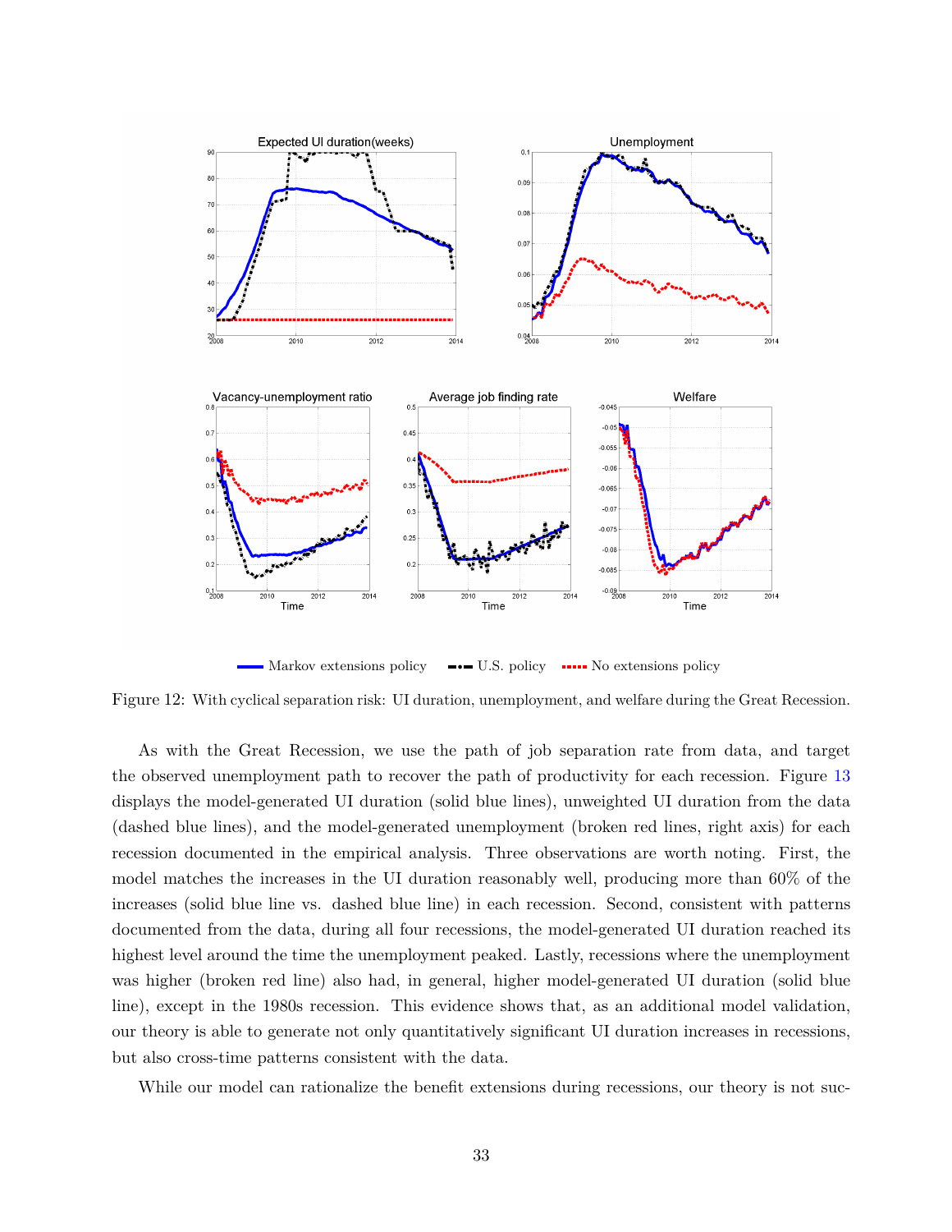Figure 12: With cyclical separation risk: UI duration, unemployment, and welfare during the Great Recession.

As with the Great Recession, we use the path of job separation rate from data, and target the observed unemployment path to recover the path of productivity for each recession. Figure 13 displays the model-generated UI duration (solid blue lines), unweighted UI duration from the data (dashed blue lines), and the model-generated unemployment (broken red lines, right axis) for each recession documented in the empirical analysis. Three observations are worth noting. First, the model matches the increases in the UI duration reasonably well, producing more than 60% of the increases (solid blue line vs. dashed blue line) in each recession. Second, consistent with patterns documented from the data, during all four recessions, the model-generated UI duration reached its highest level around the time the unemployment peaked. Lastly, recessions where the unemployment was higher (broken red line) also had, in general, higher model-generated UI duration (solid blue line), except in the 1980s recession. This evidence shows that, as an additional model validation, our theory is able to generate not only quantitatively significant UI duration increases in recessions, but also cross-time patterns consistent with the data.

While our model can rationalize the benefit extensions during recessions, our theory is not suc-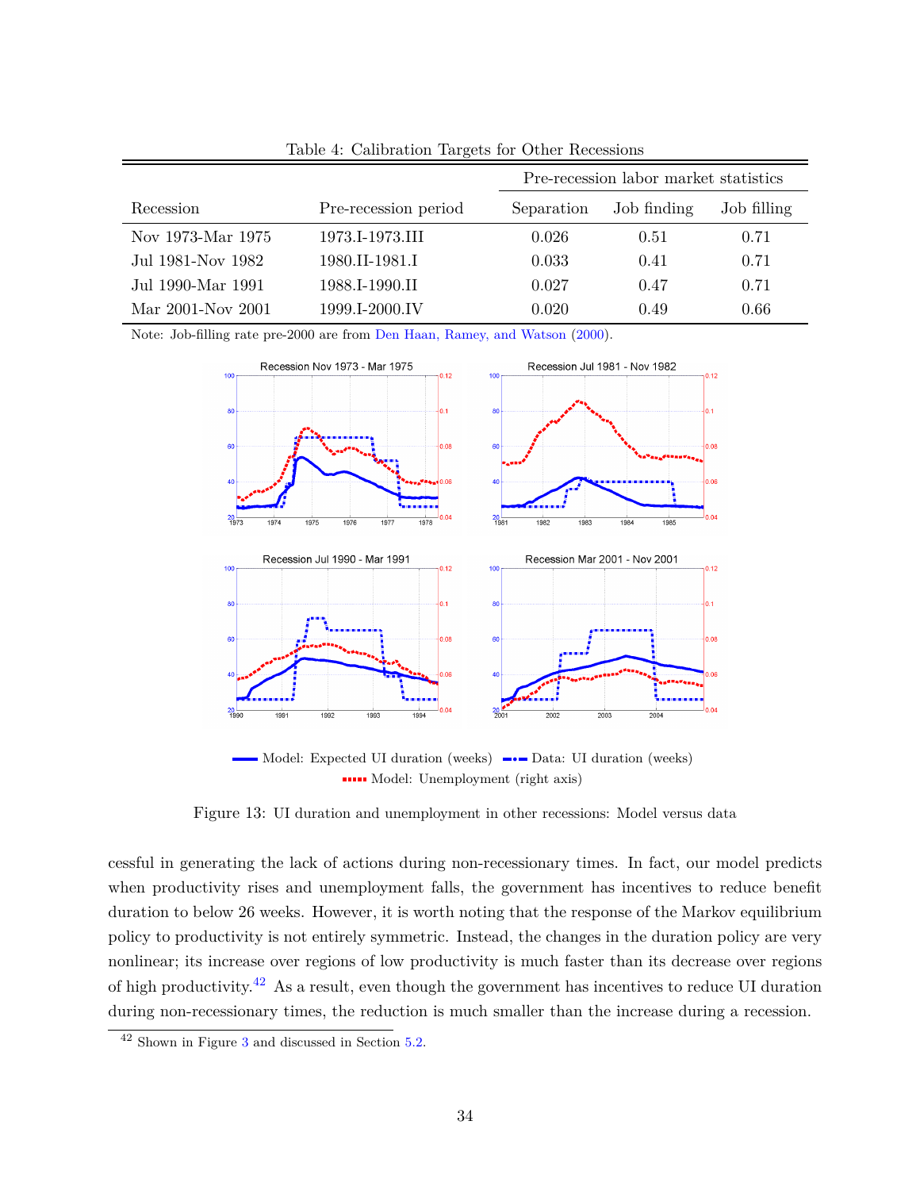Table 4: Calibration Targets for Other Recessions

| Recession | Pre-recession period | Pre-recession labor market statistics | | |
|---|---|---|---|---|
| | | Separation | Job finding | Job filling |
| Nov 1973-Mar 1975 | 1973.I-1973.III | 0.026 | 0.51 | 0.71 |
| Jul 1981-Nov 1982 | 1980.II-1981.I | 0.033 | 0.41 | 0.71 |
| Jul 1990-Mar 1991 | 1988.I-1990.II | 0.027 | 0.47 | 0.71 |
| Mar 2001-Nov 2001 | 1999.I-2000.IV | 0.020 | 0.49 | 0.66 |

Note: Job-filling rate pre-2000 are from Den Haan, Ramey, and Watson (2000).

Figure 13: UI duration and unemployment in other recessions: Model versus data

cessful in generating the lack of actions during non-recessionary times. In fact, our model predicts when productivity rises and unemployment falls, the government has incentives to reduce benefit duration to below 26 weeks. However, it is worth noting that the response of the Markov equilibrium policy to productivity is not entirely symmetric. Instead, the changes in the duration policy are very nonlinear; its increase over regions of low productivity is much faster than its decrease over regions of high productivity.[42] As a result, even though the government has incentives to reduce UI duration during non-recessionary times, the reduction is much smaller than the increase during a recession.

[42] Shown in Figure 3 and discussed in Section 5.2.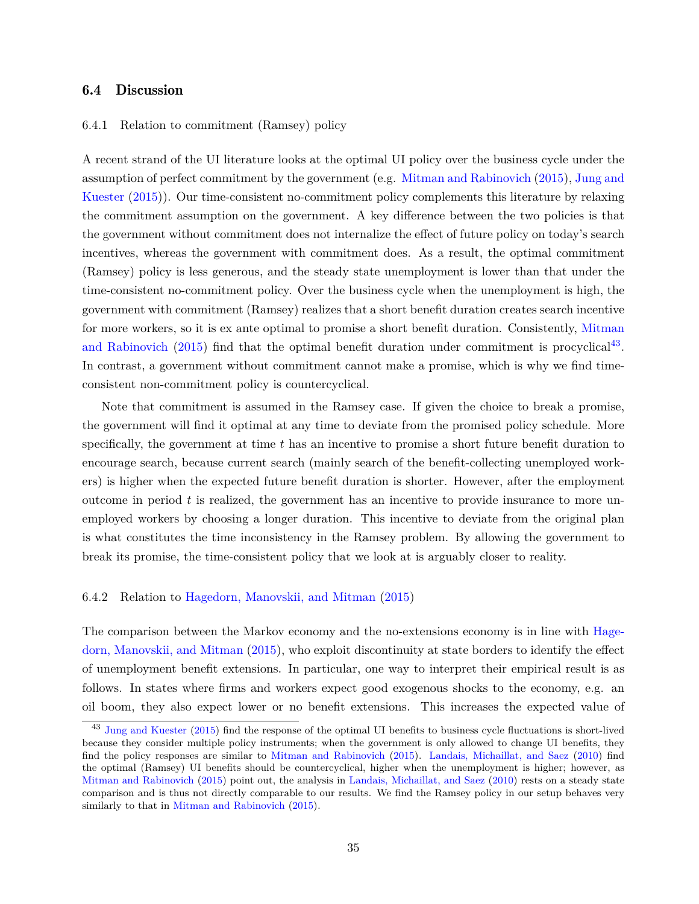## 6.4 Discussion

### 6.4.1 Relation to commitment (Ramsey) policy

A recent strand of the UI literature looks at the optimal UI policy over the business cycle under the assumption of perfect commitment by the government (e.g. Mitman and Rabinovich (2015), Jung and Kuester (2015)). Our time-consistent no-commitment policy complements this literature by relaxing the commitment assumption on the government. A key difference between the two policies is that the government without commitment does not internalize the effect of future policy on today's search incentives, whereas the government with commitment does. As a result, the optimal commitment (Ramsey) policy is less generous, and the steady state unemployment is lower than that under the time-consistent no-commitment policy. Over the business cycle when the unemployment is high, the government with commitment (Ramsey) realizes that a short benefit duration creates search incentive for more workers, so it is ex ante optimal to promise a short benefit duration. Consistently, Mitman and Rabinovich (2015) find that the optimal benefit duration under commitment is procyclical[43]. In contrast, a government without commitment cannot make a promise, which is why we find time-consistent non-commitment policy is countercyclical.

Note that commitment is assumed in the Ramsey case. If given the choice to break a promise, the government will find it optimal at any time to deviate from the promised policy schedule. More specifically, the government at time $t$ has an incentive to promise a short future benefit duration to encourage search, because current search (mainly search of the benefit-collecting unemployed workers) is higher when the expected future benefit duration is shorter. However, after the employment outcome in period $t$ is realized, the government has an incentive to provide insurance to more unemployed workers by choosing a longer duration. This incentive to deviate from the original plan is what constitutes the time inconsistency in the Ramsey problem. By allowing the government to break its promise, the time-consistent policy that we look at is arguably closer to reality.

### 6.4.2 Relation to Hagedorn, Manovskii, and Mitman (2015)

The comparison between the Markov economy and the no-extensions economy is in line with Hagedorn, Manovskii, and Mitman (2015), who exploit discontinuity at state borders to identify the effect of unemployment benefit extensions. In particular, one way to interpret their empirical result is as follows. In states where firms and workers expect good exogenous shocks to the economy, e.g. an oil boom, they also expect lower or no benefit extensions. This increases the expected value of

[43] Jung and Kuester (2015) find the response of the optimal UI benefits to business cycle fluctuations is short-lived because they consider multiple policy instruments; when the government is only allowed to change UI benefits, they find the policy responses are similar to Mitman and Rabinovich (2015). Landais, Michaillat, and Saez (2010) find the optimal (Ramsey) UI benefits should be countercyclical, higher when the unemployment is higher; however, as Mitman and Rabinovich (2015) point out, the analysis in Landais, Michaillat, and Saez (2010) rests on a steady state comparison and is thus not directly comparable to our results. We find the Ramsey policy in our setup behaves very similarly to that in Mitman and Rabinovich (2015).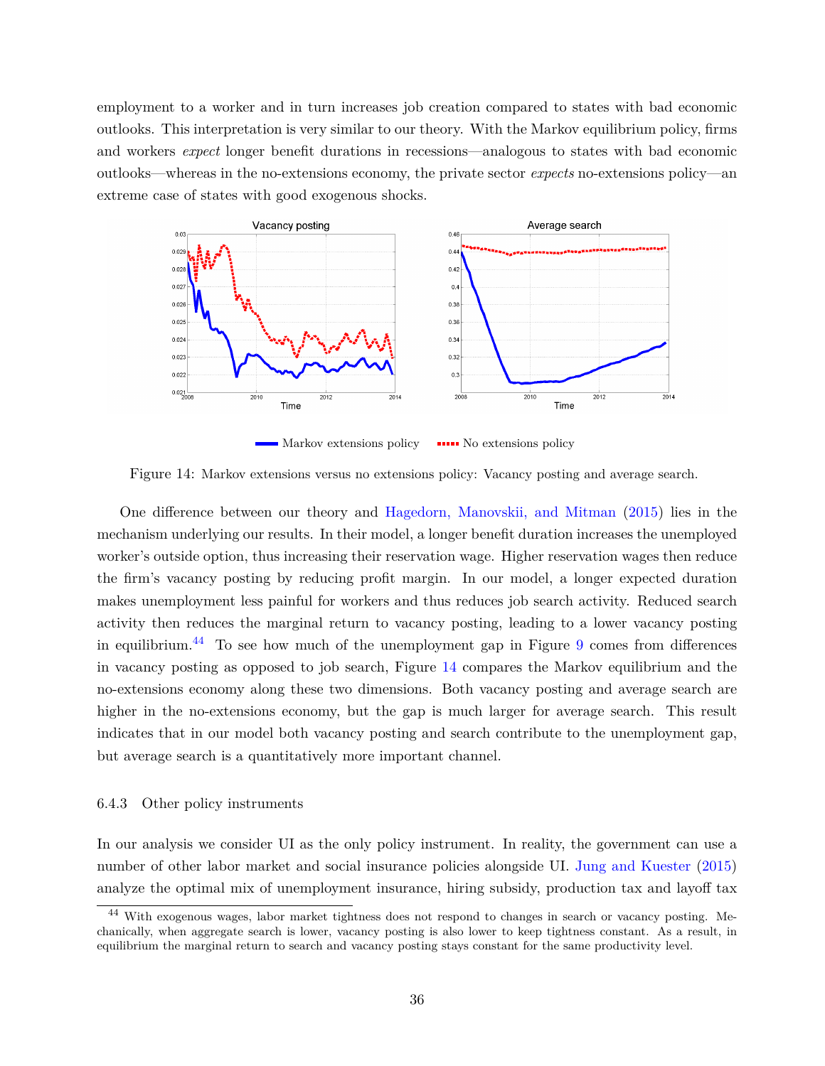employment to a worker and in turn increases job creation compared to states with bad economic outlooks. This interpretation is very similar to our theory. With the Markov equilibrium policy, firms and workers *expect* longer benefit durations in recessions—analogous to states with bad economic outlooks—whereas in the no-extensions economy, the private sector *expects* no-extensions policy—an extreme case of states with good exogenous shocks.

Figure 14: Markov extensions versus no extensions policy: Vacancy posting and average search.

One difference between our theory and Hagedorn, Manovskii, and Mitman (2015) lies in the mechanism underlying our results. In their model, a longer benefit duration increases the unemployed worker's outside option, thus increasing their reservation wage. Higher reservation wages then reduce the firm's vacancy posting by reducing profit margin. In our model, a longer expected duration makes unemployment less painful for workers and thus reduces job search activity. Reduced search activity then reduces the marginal return to vacancy posting, leading to a lower vacancy posting in equilibrium.[44] To see how much of the unemployment gap in Figure 9 comes from differences in vacancy posting as opposed to job search, Figure 14 compares the Markov equilibrium and the no-extensions economy along these two dimensions. Both vacancy posting and average search are higher in the no-extensions economy, but the gap is much larger for average search. This result indicates that in our model both vacancy posting and search contribute to the unemployment gap, but average search is a quantitatively more important channel.

### 6.4.3 Other policy instruments

In our analysis we consider UI as the only policy instrument. In reality, the government can use a number of other labor market and social insurance policies alongside UI. Jung and Kuester (2015) analyze the optimal mix of unemployment insurance, hiring subsidy, production tax and layoff tax

[44] With exogenous wages, labor market tightness does not respond to changes in search or vacancy posting. Mechanically, when aggregate search is lower, vacancy posting is also lower to keep tightness constant. As a result, in equilibrium the marginal return to search and vacancy posting stays constant for the same productivity level.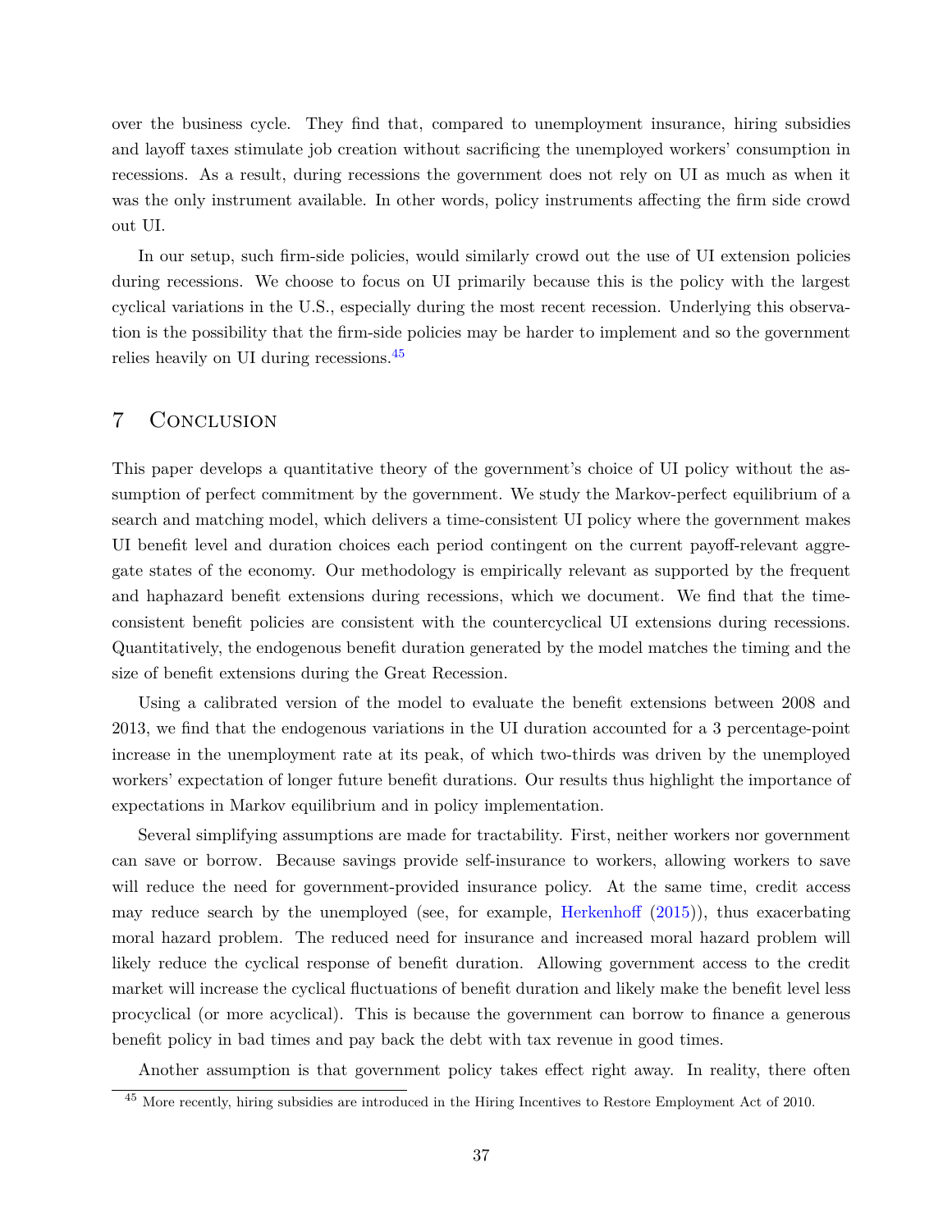over the business cycle. They find that, compared to unemployment insurance, hiring subsidies and layoff taxes stimulate job creation without sacrificing the unemployed workers' consumption in recessions. As a result, during recessions the government does not rely on UI as much as when it was the only instrument available. In other words, policy instruments affecting the firm side crowd out UI.

In our setup, such firm-side policies, would similarly crowd out the use of UI extension policies during recessions. We choose to focus on UI primarily because this is the policy with the largest cyclical variations in the U.S., especially during the most recent recession. Underlying this observation is the possibility that the firm-side policies may be harder to implement and so the government relies heavily on UI during recessions.[45]

# 7 Conclusion

This paper develops a quantitative theory of the government's choice of UI policy without the assumption of perfect commitment by the government. We study the Markov-perfect equilibrium of a search and matching model, which delivers a time-consistent UI policy where the government makes UI benefit level and duration choices each period contingent on the current payoff-relevant aggregate states of the economy. Our methodology is empirically relevant as supported by the frequent and haphazard benefit extensions during recessions, which we document. We find that the time-consistent benefit policies are consistent with the countercyclical UI extensions during recessions. Quantitatively, the endogenous benefit duration generated by the model matches the timing and the size of benefit extensions during the Great Recession.

Using a calibrated version of the model to evaluate the benefit extensions between 2008 and 2013, we find that the endogenous variations in the UI duration accounted for a 3 percentage-point increase in the unemployment rate at its peak, of which two-thirds was driven by the unemployed workers' expectation of longer future benefit durations. Our results thus highlight the importance of expectations in Markov equilibrium and in policy implementation.

Several simplifying assumptions are made for tractability. First, neither workers nor government can save or borrow. Because savings provide self-insurance to workers, allowing workers to save will reduce the need for government-provided insurance policy. At the same time, credit access may reduce search by the unemployed (see, for example, Herkenhoff (2015)), thus exacerbating moral hazard problem. The reduced need for insurance and increased moral hazard problem will likely reduce the cyclical response of benefit duration. Allowing government access to the credit market will increase the cyclical fluctuations of benefit duration and likely make the benefit level less procyclical (or more acyclical). This is because the government can borrow to finance a generous benefit policy in bad times and pay back the debt with tax revenue in good times.

Another assumption is that government policy takes effect right away. In reality, there often

[45] More recently, hiring subsidies are introduced in the Hiring Incentives to Restore Employment Act of 2010.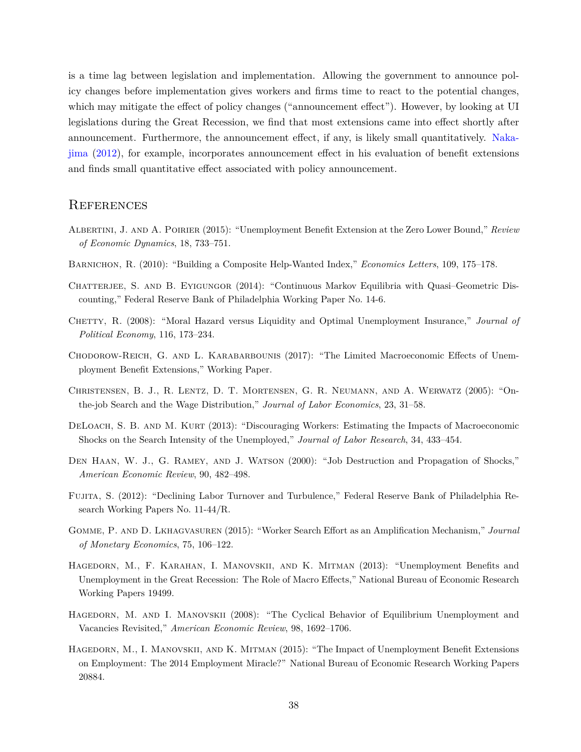is a time lag between legislation and implementation. Allowing the government to announce policy changes before implementation gives workers and firms time to react to the potential changes, which may mitigate the effect of policy changes ("announcement effect"). However, by looking at UI legislations during the Great Recession, we find that most extensions came into effect shortly after announcement. Furthermore, the announcement effect, if any, is likely small quantitatively. Nakajima (2012), for example, incorporates announcement effect in his evaluation of benefit extensions and finds small quantitative effect associated with policy announcement.

# References

Albertini, J. and A. Poirier (2015): "Unemployment Benefit Extension at the Zero Lower Bound," *Review of Economic Dynamics*, 18, 733–751.

Barnichon, R. (2010): "Building a Composite Help-Wanted Index," *Economics Letters*, 109, 175–178.

Chatterjee, S. and B. Eyigungor (2014): "Continuous Markov Equilibria with Quasi–Geometric Discounting," Federal Reserve Bank of Philadelphia Working Paper No. 14-6.

Chetty, R. (2008): "Moral Hazard versus Liquidity and Optimal Unemployment Insurance," *Journal of Political Economy*, 116, 173–234.

Chodorow-Reich, G. and L. Karabarbounis (2017): "The Limited Macroeconomic Effects of Unemployment Benefit Extensions," Working Paper.

Christensen, B. J., R. Lentz, D. T. Mortensen, G. R. Neumann, and A. Werwatz (2005): "On-the-job Search and the Wage Distribution," *Journal of Labor Economics*, 23, 31–58.

DeLoach, S. B. and M. Kurt (2013): "Discouraging Workers: Estimating the Impacts of Macroeconomic Shocks on the Search Intensity of the Unemployed," *Journal of Labor Research*, 34, 433–454.

Den Haan, W. J., G. Ramey, and J. Watson (2000): "Job Destruction and Propagation of Shocks," *American Economic Review*, 90, 482–498.

Fujita, S. (2012): "Declining Labor Turnover and Turbulence," Federal Reserve Bank of Philadelphia Research Working Papers No. 11-44/R.

Gomme, P. and D. Lkhagvasuren (2015): "Worker Search Effort as an Amplification Mechanism," *Journal of Monetary Economics*, 75, 106–122.

Hagedorn, M., F. Karahan, I. Manovskii, and K. Mitman (2013): "Unemployment Benefits and Unemployment in the Great Recession: The Role of Macro Effects," National Bureau of Economic Research Working Papers 19499.

Hagedorn, M. and I. Manovskii (2008): "The Cyclical Behavior of Equilibrium Unemployment and Vacancies Revisited," *American Economic Review*, 98, 1692–1706.

Hagedorn, M., I. Manovskii, and K. Mitman (2015): "The Impact of Unemployment Benefit Extensions on Employment: The 2014 Employment Miracle?" National Bureau of Economic Research Working Papers 20884.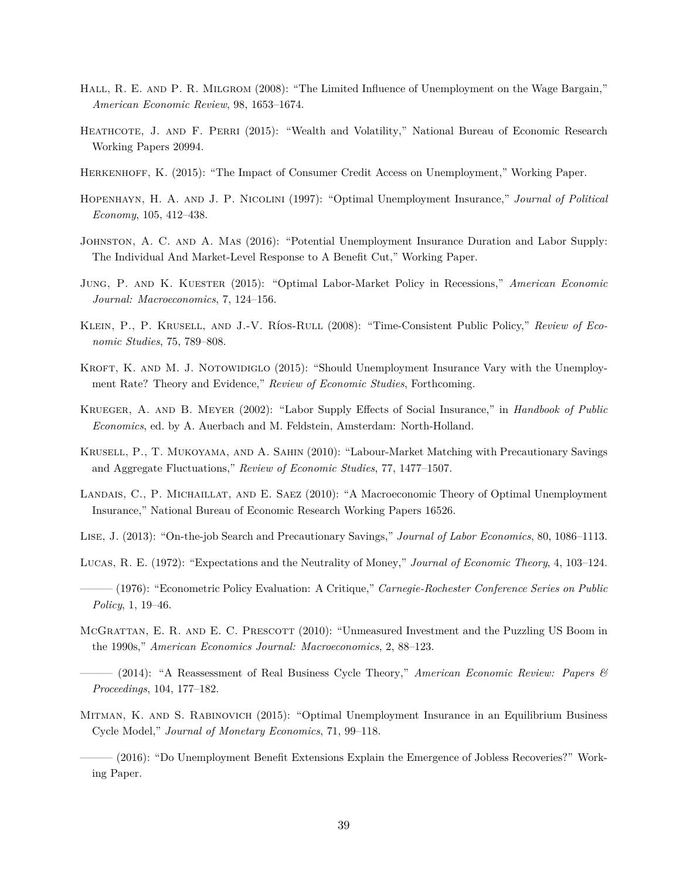Hall, R. E. and P. R. Milgrom (2008): "The Limited Influence of Unemployment on the Wage Bargain," *American Economic Review*, 98, 1653–1674.

Heathcote, J. and F. Perri (2015): "Wealth and Volatility," National Bureau of Economic Research Working Papers 20994.

Herkenhoff, K. (2015): "The Impact of Consumer Credit Access on Unemployment," Working Paper.

Hopenhayn, H. A. and J. P. Nicolini (1997): "Optimal Unemployment Insurance," *Journal of Political Economy*, 105, 412–438.

Johnston, A. C. and A. Mas (2016): "Potential Unemployment Insurance Duration and Labor Supply: The Individual And Market-Level Response to A Benefit Cut," Working Paper.

Jung, P. and K. Kuester (2015): "Optimal Labor-Market Policy in Recessions," *American Economic Journal: Macroeconomics*, 7, 124–156.

Klein, P., P. Krusell, and J.-V. Ríos-Rull (2008): "Time-Consistent Public Policy," *Review of Economic Studies*, 75, 789–808.

Kroft, K. and M. J. Notowidiglo (2015): "Should Unemployment Insurance Vary with the Unemployment Rate? Theory and Evidence," *Review of Economic Studies*, Forthcoming.

Krueger, A. and B. Meyer (2002): "Labor Supply Effects of Social Insurance," in *Handbook of Public Economics*, ed. by A. Auerbach and M. Feldstein, Amsterdam: North-Holland.

Krusell, P., T. Mukoyama, and A. Sahin (2010): "Labour-Market Matching with Precautionary Savings and Aggregate Fluctuations," *Review of Economic Studies*, 77, 1477–1507.

Landais, C., P. Michaillat, and E. Saez (2010): "A Macroeconomic Theory of Optimal Unemployment Insurance," National Bureau of Economic Research Working Papers 16526.

Lise, J. (2013): "On-the-job Search and Precautionary Savings," *Journal of Labor Economics*, 80, 1086–1113.

Lucas, R. E. (1972): "Expectations and the Neutrality of Money," *Journal of Economic Theory*, 4, 103–124.

——— (1976): "Econometric Policy Evaluation: A Critique," *Carnegie-Rochester Conference Series on Public Policy*, 1, 19–46.

McGrattan, E. R. and E. C. Prescott (2010): "Unmeasured Investment and the Puzzling US Boom in the 1990s," *American Economics Journal: Macroeconomics*, 2, 88–123.

——— (2014): "A Reassessment of Real Business Cycle Theory," *American Economic Review: Papers & Proceedings*, 104, 177–182.

Mitman, K. and S. Rabinovich (2015): "Optimal Unemployment Insurance in an Equilibrium Business Cycle Model," *Journal of Monetary Economics*, 71, 99–118.

——— (2016): "Do Unemployment Benefit Extensions Explain the Emergence of Jobless Recoveries?" Working Paper.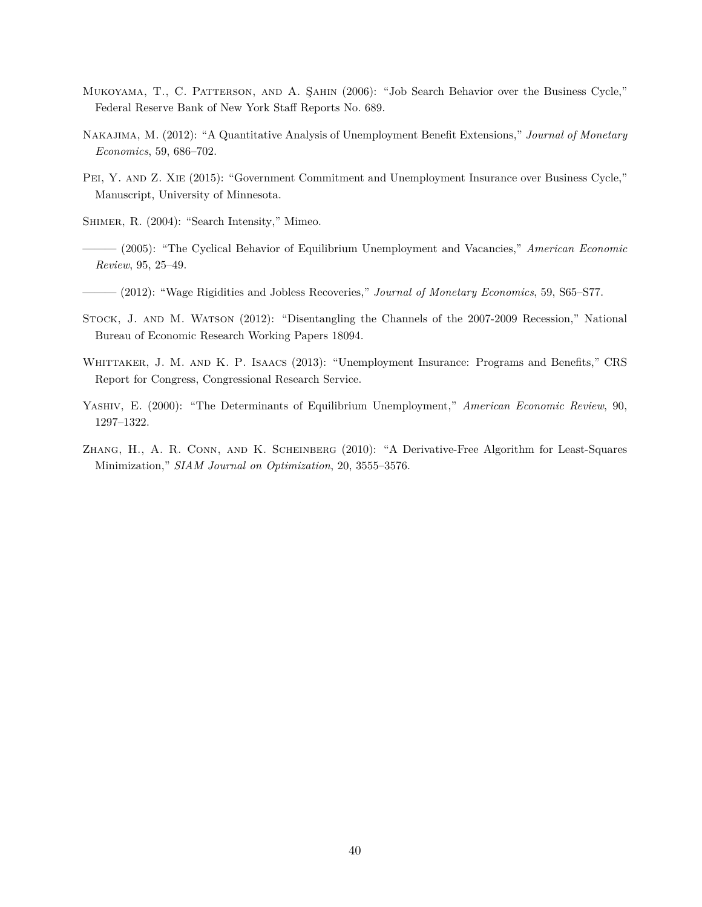Mukoyama, T., C. Patterson, and A. Şahin (2006): "Job Search Behavior over the Business Cycle," Federal Reserve Bank of New York Staff Reports No. 689.

Nakajima, M. (2012): "A Quantitative Analysis of Unemployment Benefit Extensions," *Journal of Monetary Economics*, 59, 686–702.

Pei, Y. and Z. Xie (2015): "Government Commitment and Unemployment Insurance over Business Cycle," Manuscript, University of Minnesota.

Shimer, R. (2004): "Search Intensity," Mimeo.

——— (2005): "The Cyclical Behavior of Equilibrium Unemployment and Vacancies," *American Economic Review*, 95, 25–49.

——— (2012): "Wage Rigidities and Jobless Recoveries," *Journal of Monetary Economics*, 59, S65–S77.

Stock, J. and M. Watson (2012): "Disentangling the Channels of the 2007-2009 Recession," National Bureau of Economic Research Working Papers 18094.

Whittaker, J. M. and K. P. Isaacs (2013): "Unemployment Insurance: Programs and Benefits," CRS Report for Congress, Congressional Research Service.

Yashiv, E. (2000): "The Determinants of Equilibrium Unemployment," *American Economic Review*, 90, 1297–1322.

Zhang, H., A. R. Conn, and K. Scheinberg (2010): "A Derivative-Free Algorithm for Least-Squares Minimization," *SIAM Journal on Optimization*, 20, 3555–3576.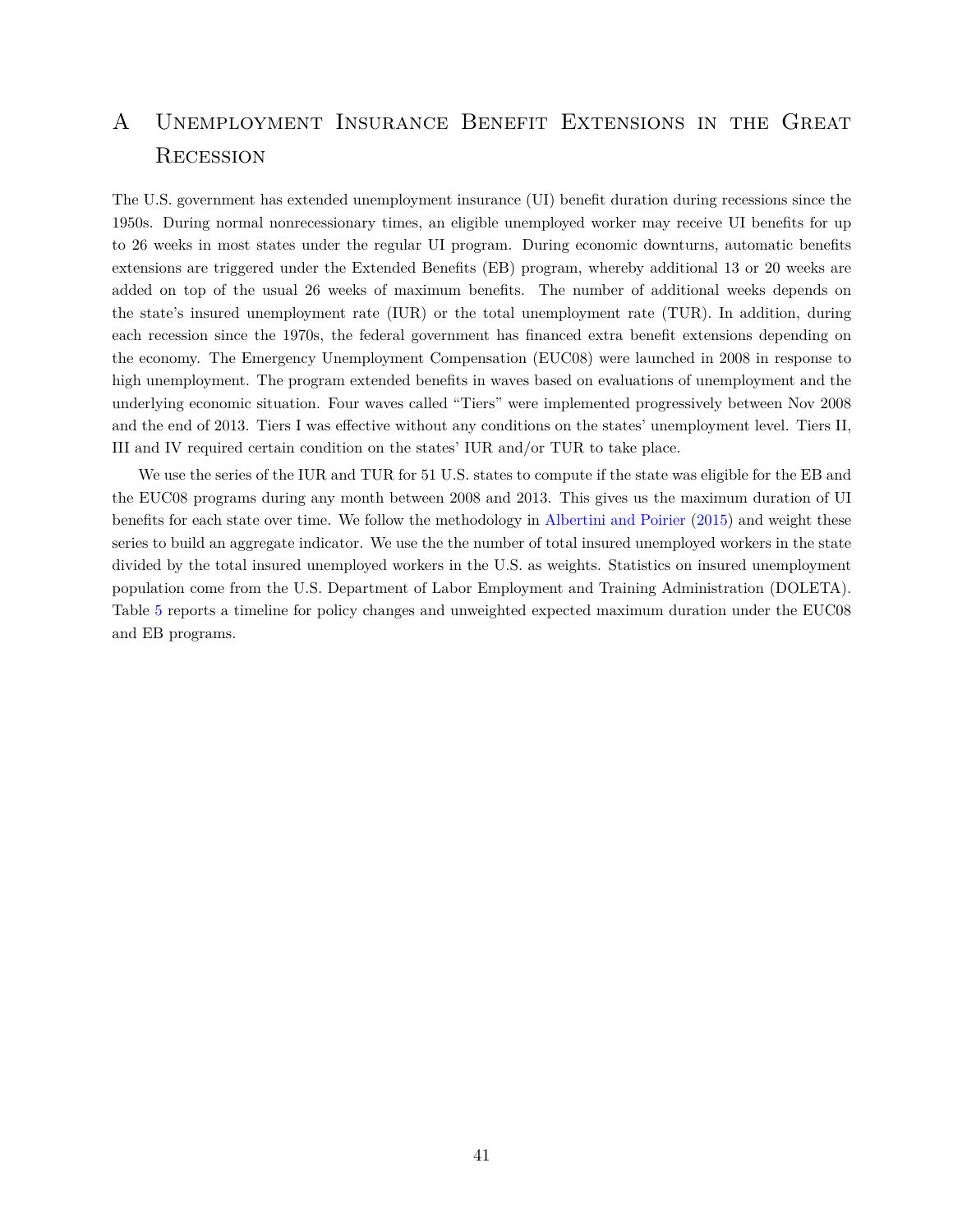# A Unemployment Insurance Benefit Extensions in the Great Recession

The U.S. government has extended unemployment insurance (UI) benefit duration during recessions since the 1950s. During normal nonrecessionary times, an eligible unemployed worker may receive UI benefits for up to 26 weeks in most states under the regular UI program. During economic downturns, automatic benefits extensions are triggered under the Extended Benefits (EB) program, whereby additional 13 or 20 weeks are added on top of the usual 26 weeks of maximum benefits. The number of additional weeks depends on the state's insured unemployment rate (IUR) or the total unemployment rate (TUR). In addition, during each recession since the 1970s, the federal government has financed extra benefit extensions depending on the economy. The Emergency Unemployment Compensation (EUC08) were launched in 2008 in response to high unemployment. The program extended benefits in waves based on evaluations of unemployment and the underlying economic situation. Four waves called "Tiers" were implemented progressively between Nov 2008 and the end of 2013. Tiers I was effective without any conditions on the states' unemployment level. Tiers II, III and IV required certain condition on the states' IUR and/or TUR to take place.

We use the series of the IUR and TUR for 51 U.S. states to compute if the state was eligible for the EB and the EUC08 programs during any month between 2008 and 2013. This gives us the maximum duration of UI benefits for each state over time. We follow the methodology in Albertini and Poirier (2015) and weight these series to build an aggregate indicator. We use the the number of total insured unemployed workers in the state divided by the total insured unemployed workers in the U.S. as weights. Statistics on insured unemployment population come from the U.S. Department of Labor Employment and Training Administration (DOLETA). Table 5 reports a timeline for policy changes and unweighted expected maximum duration under the EUC08 and EB programs.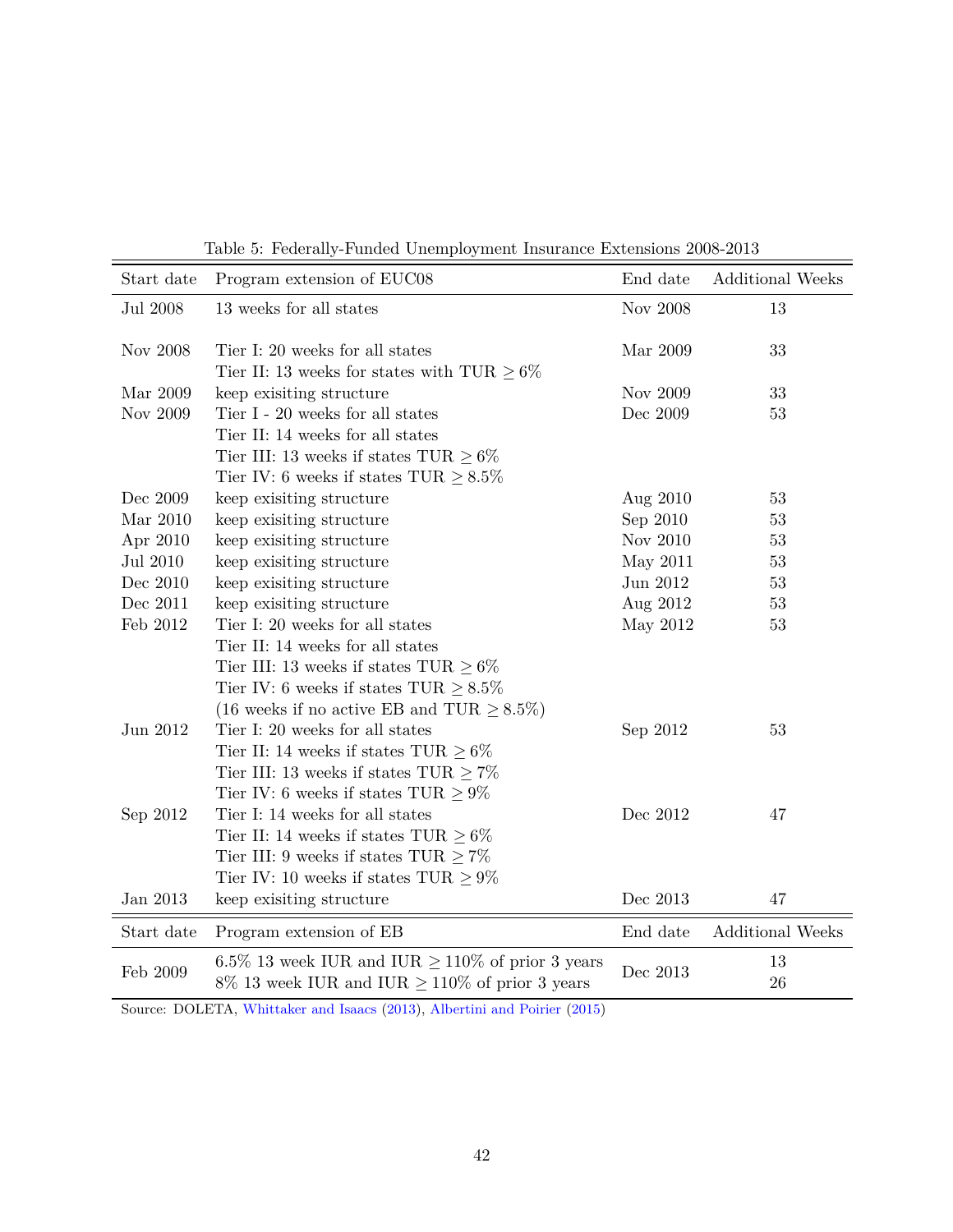Table 5: Federally-Funded Unemployment Insurance Extensions 2008-2013

| Start date | Program extension of EUC08 | End date | Additional Weeks |
|---|---|---|---|
| Jul 2008 | 13 weeks for all states | Nov 2008 | 13 |
| Nov 2008 | Tier I: 20 weeks for all states | Mar 2009 | 33 |
| | Tier II: 13 weeks for states with TUR $\geq 6\%$ | | |
| Mar 2009 | keep exisiting structure | Nov 2009 | 33 |
| Nov 2009 | Tier I - 20 weeks for all states | Dec 2009 | 53 |
| | Tier II: 14 weeks for all states | | |
| | Tier III: 13 weeks if states TUR $\geq 6\%$ | | |
| | Tier IV: 6 weeks if states TUR $\geq 8.5\%$ | | |
| Dec 2009 | keep exisiting structure | Aug 2010 | 53 |
| Mar 2010 | keep exisiting structure | Sep 2010 | 53 |
| Apr 2010 | keep exisiting structure | Nov 2010 | 53 |
| Jul 2010 | keep exisiting structure | May 2011 | 53 |
| Dec 2010 | keep exisiting structure | Jun 2012 | 53 |
| Dec 2011 | keep exisiting structure | Aug 2012 | 53 |
| Feb 2012 | Tier I: 20 weeks for all states | May 2012 | 53 |
| | Tier II: 14 weeks for all states | | |
| | Tier III: 13 weeks if states TUR $\geq 6\%$ | | |
| | Tier IV: 6 weeks if states TUR $\geq 8.5\%$ | | |
| | (16 weeks if no active EB and TUR $\geq 8.5\%$) | | |
| Jun 2012 | Tier I: 20 weeks for all states | Sep 2012 | 53 |
| | Tier II: 14 weeks if states TUR $\geq 6\%$ | | |
| | Tier III: 13 weeks if states TUR $\geq 7\%$ | | |
| | Tier IV: 6 weeks if states TUR $\geq 9\%$ | | |
| Sep 2012 | Tier I: 14 weeks for all states | Dec 2012 | 47 |
| | Tier II: 14 weeks if states TUR $\geq 6\%$ | | |
| | Tier III: 9 weeks if states TUR $\geq 7\%$ | | |
| | Tier IV: 10 weeks if states TUR $\geq 9\%$ | | |
| Jan 2013 | keep exisiting structure | Dec 2013 | 47 |
| **Start date** | **Program extension of EB** | **End date** | **Additional Weeks** |
| Feb 2009 | 6.5% 13 week IUR and IUR $\geq 110\%$ of prior 3 years | Dec 2013 | 13 |
| | 8% 13 week IUR and IUR $\geq 110\%$ of prior 3 years | | 26 |

Source: DOLETA, Whittaker and Isaacs (2013), Albertini and Poirier (2015)